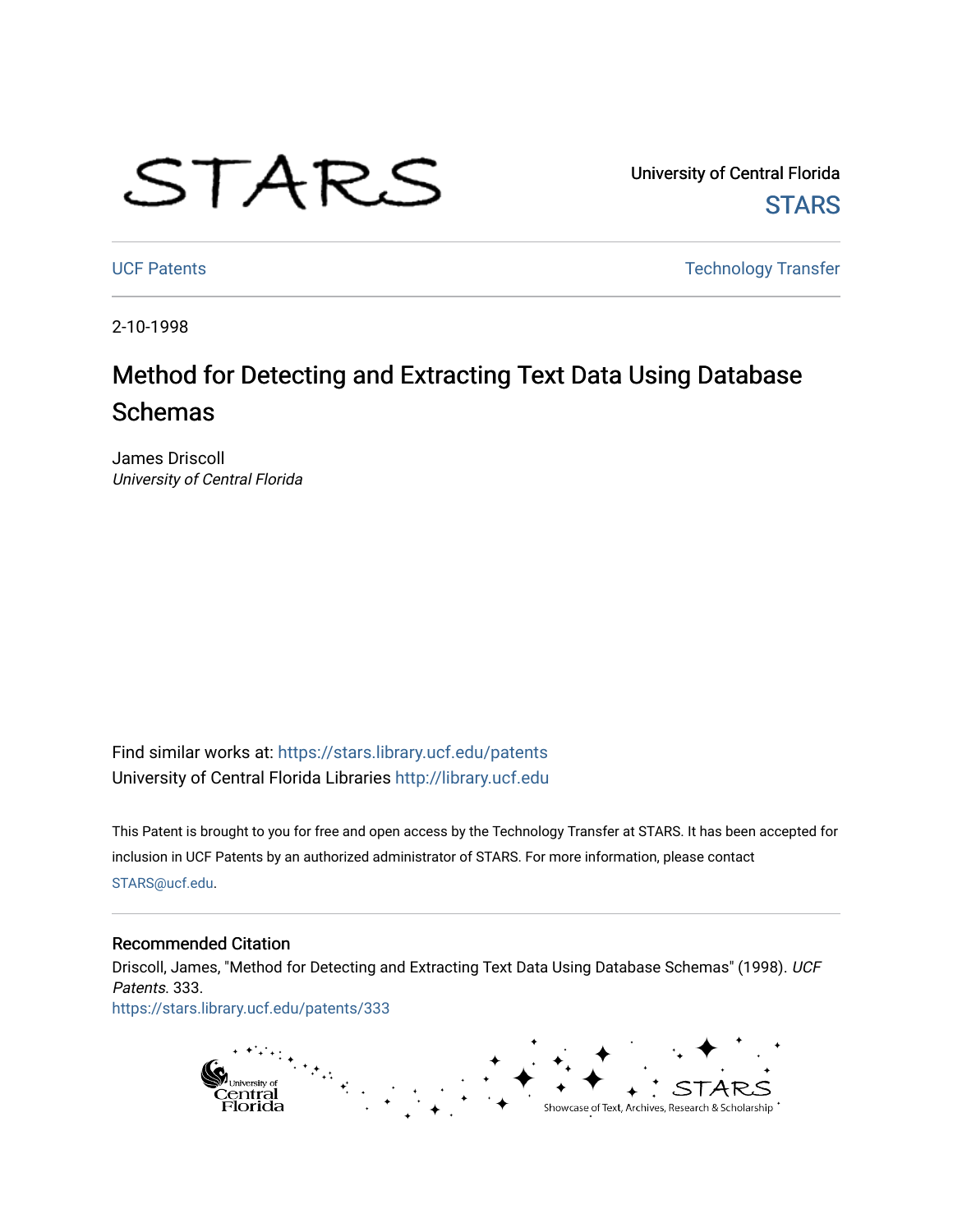University of Central Florida

STARS

UCF Patents

Technology Transfer

2-10-1998

# Method for Detecting and Extracting Text Data Using Database Schemas

James Driscoll
*University of Central Florida*

Find similar works at: https://stars.library.ucf.edu/patents
University of Central Florida Libraries http://library.ucf.edu

This Patent is brought to you for free and open access by the Technology Transfer at STARS. It has been accepted for inclusion in UCF Patents by an authorized administrator of STARS. For more information, please contact STARS@ucf.edu.

## Recommended Citation

Driscoll, James, "Method for Detecting and Extracting Text Data Using Database Schemas" (1998). *UCF Patents*. 333.
https://stars.library.ucf.edu/patents/333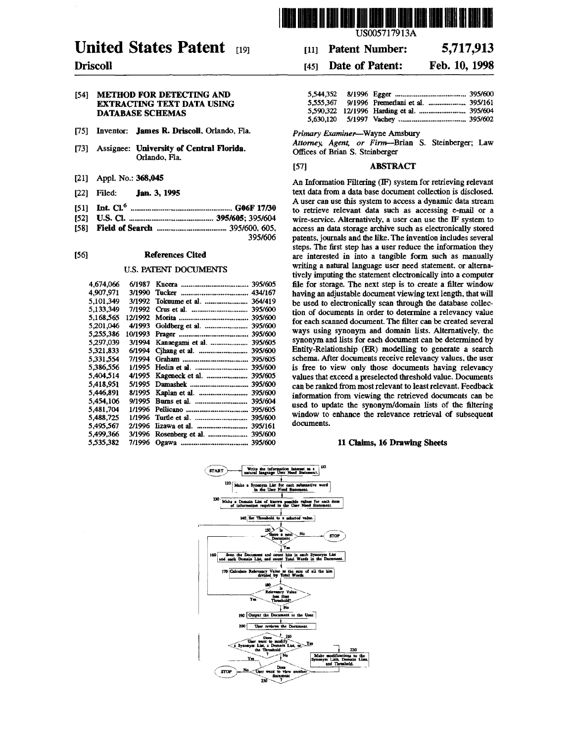# United States Patent [19]

**Driscoll**

US005717913A

[11] **Patent Number: 5,717,913**

[45] **Date of Patent: Feb. 10, 1998**

[54] **METHOD FOR DETECTING AND EXTRACTING TEXT DATA USING DATABASE SCHEMAS**

[75] Inventor: **James R. Driscoll**, Orlando, Fla.

[73] Assignee: **University of Central Florida**, Orlando, Fla.

[21] Appl. No.: **368,045**

[22] Filed: **Jan. 3, 1995**

[51] **Int. Cl.**[6] ..................... **G06F 17/30**

[52] **U.S. Cl.** ..................... **395/605**; 395/604

[58] **Field of Search** ..................... 395/600, 605, 395/606

[56] **References Cited**

U.S. PATENT DOCUMENTS

| | | | |
|---|---|---|---|
| 4,674,066 | 6/1987 | Kucera | 395/605 |
| 4,907,971 | 3/1990 | Tucker | 434/167 |
| 5,101,349 | 3/1992 | Tokuume et al. | 364/419 |
| 5,133,349 | 7/1992 | Crus et al. | 395/600 |
| 5,168,565 | 12/1992 | Morita | 395/600 |
| 5,201,046 | 4/1993 | Goldberg et al. | 395/600 |
| 5,255,386 | 10/1993 | Prager | 395/600 |
| 5,297,039 | 3/1994 | Kanaegami et al. | 395/605 |
| 5,321,833 | 6/1994 | Cjhang et al. | 395/600 |
| 5,331,554 | 7/1994 | Graham | 395/605 |
| 5,386,556 | 1/1995 | Hedin et al. | 395/600 |
| 5,404,514 | 4/1995 | Kageneck et al. | 395/605 |
| 5,418,951 | 5/1995 | Damashek | 395/600 |
| 5,446,891 | 8/1995 | Kaplan et al. | 395/600 |
| 5,454,106 | 9/1995 | Burns et al. | 395/604 |
| 5,481,704 | 1/1996 | Pellicano | 395/605 |
| 5,488,725 | 1/1996 | Turtle et al. | 395/600 |
| 5,495,567 | 2/1996 | Iizawa et al. | 395/161 |
| 5,499,366 | 3/1996 | Rosenberg et al. | 395/600 |
| 5,535,382 | 7/1996 | Ogawa | 395/600 |
| 5,544,352 | 8/1996 | Egger | 395/600 |
| 5,555,367 | 9/1996 | Premerlani et al. | 395/161 |
| 5,590,322 | 12/1996 | Harding et al. | 395/604 |
| 5,630,120 | 5/1997 | Vachey | 395/602 |

*Primary Examiner*—Wayne Amsbury

*Attorney, Agent, or Firm*—Brian S. Steinberger; Law Offices of Brian S. Steinberger

[57] **ABSTRACT**

An Information Filtering (IF) system for retrieving relevant text data from a data base document collection is disclosed. A user can use this system to access a dynamic data stream to retrieve relevant data such as accessing e-mail or a wire-service. Alternatively, a user can use the IF system to access an data storage archive such as electronically stored patents, journals and the like. The invention includes several steps. The first step has a user reduce the information they are interested in into a tangible form such as manually writing a natural language user need statement, or alternatively imputing the statement electronically into a computer file for storage. The next step is to create a filter window having an adjustable document viewing text length, that will be used to electronically scan through the database collection of documents in order to determine a relevancy value for each scanned document. The filter can be created several ways using synonym and domain lists. Alternatively, the synonym and lists for each document can be determined by Entity-Relationship (ER) modelling to generate a search schema. After documents receive relevancy values, the user is free to view only those documents having relevancy values that exceed a preselected threshold value. Documents can be ranked from most relevant to least relevant. Feedback information from viewing the retrieved documents can be used to update the synonym/domain lists of the filtering window to enhance the relevance retrieval of subsequent documents.

**11 Claims, 16 Drawing Sheets**

START → 110 Write the information interest as a natural language User Need Statement.

120 Make a Synonym List for each substantive word in the User Need Statement.

130 Make a Domain List of known possible values for each item of information required in the User Need Statement.

140 Set Threshold to a selected value.

150 Is there a next Document? — No → STOP; Yes ↓

160 Scan the Document and count hits in each Synonym List and each Domain List, and count Total Words in the Document.

170 Calculate Relevancy Value as the sum of all the hits divided by Total Words.

180 Is Relevancy Value less than Threshold? — Yes → (return to 150); No ↓

190 Output the Document to the User.

200 User reviews the Document.

210 Does User want to modify a Synonym List, a Domain List, or the Threshold? — Yes → 220 Make modifications to the Synonym Lists, Domain Lists, and Threshold.; No ↓

230 Does User want to view another document? — No → STOP; Yes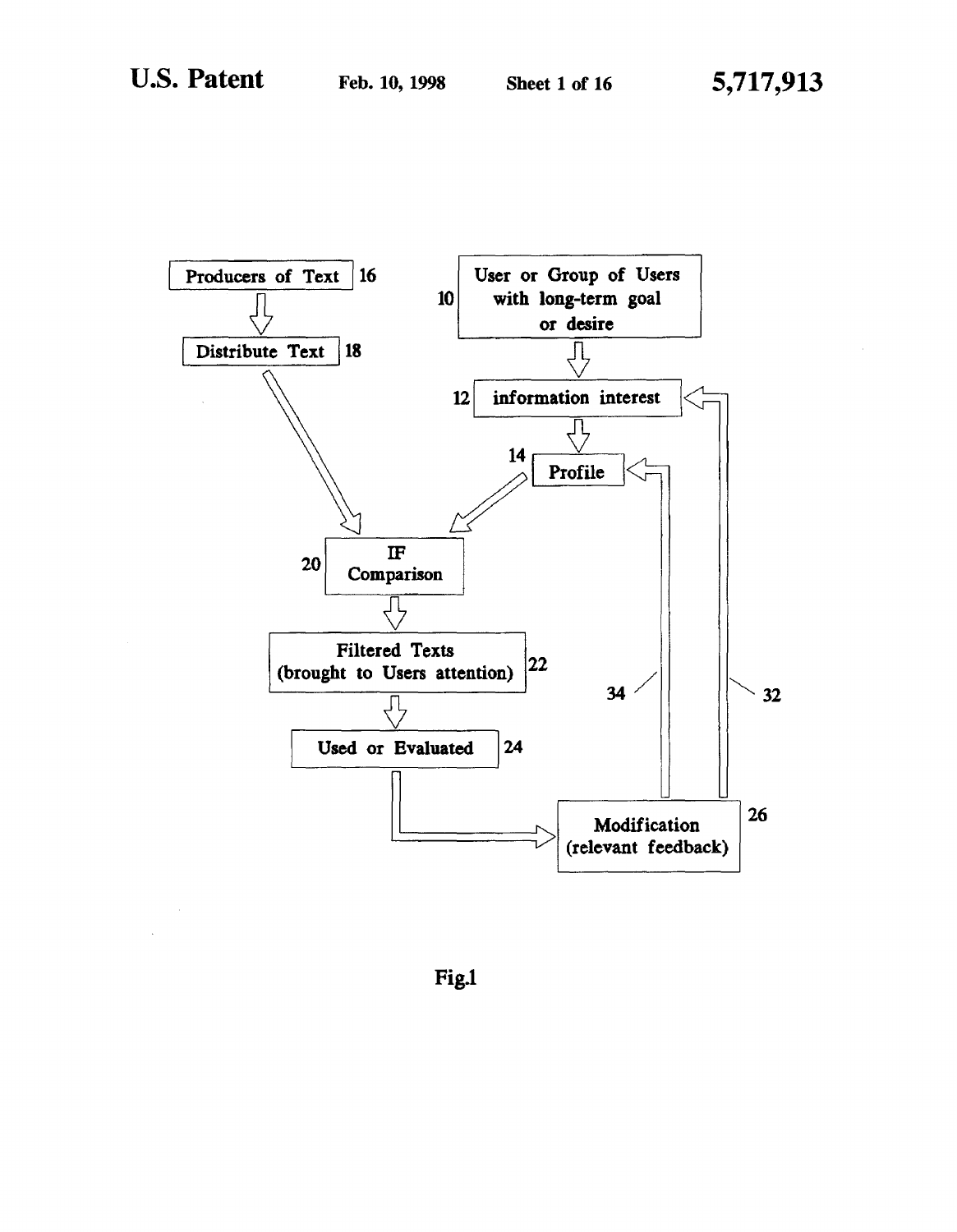Producers of Text 16

Distribute Text 18

User or Group of Users with long-term goal or desire 10

information interest 12

Profile 14

IF Comparison 20

Filtered Texts (brought to Users attention) 22

Used or Evaluated 24

Modification (relevant feedback) 26

34

32

Fig.1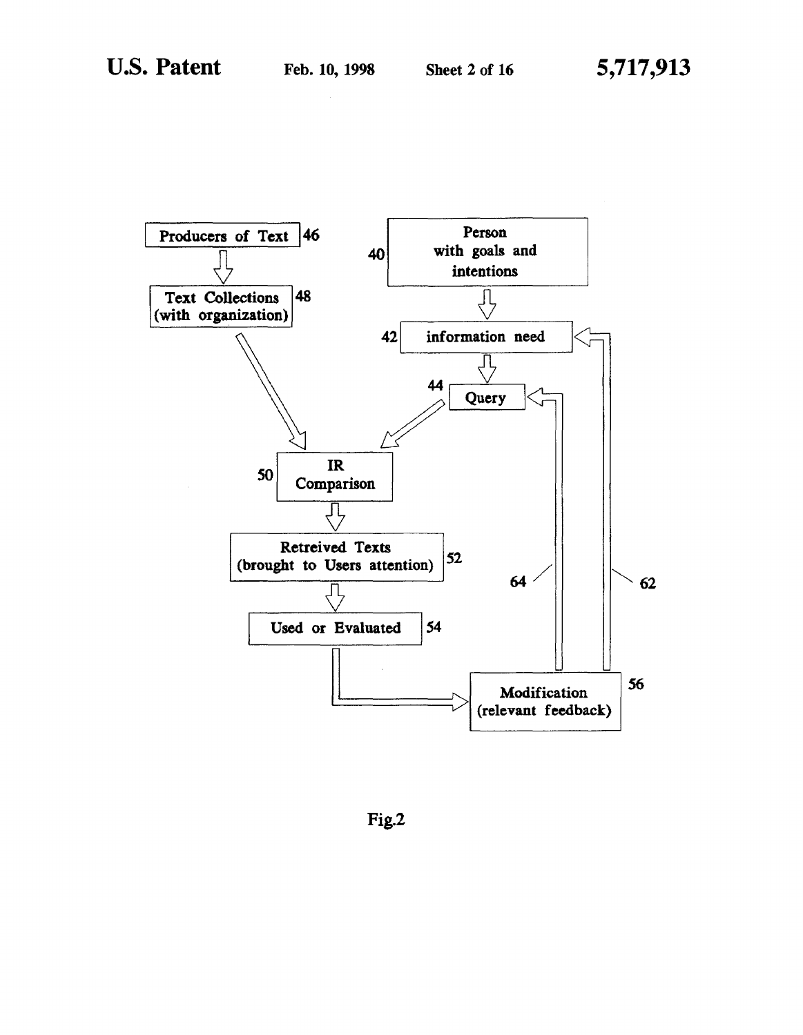Producers of Text 46

Text Collections (with organization) 48

Person with goals and intentions 40

information need 42

Query 44

IR Comparison 50

Retreived Texts (brought to Users attention) 52

Used or Evaluated 54

Modification (relevant feedback) 56

64

62

Fig.2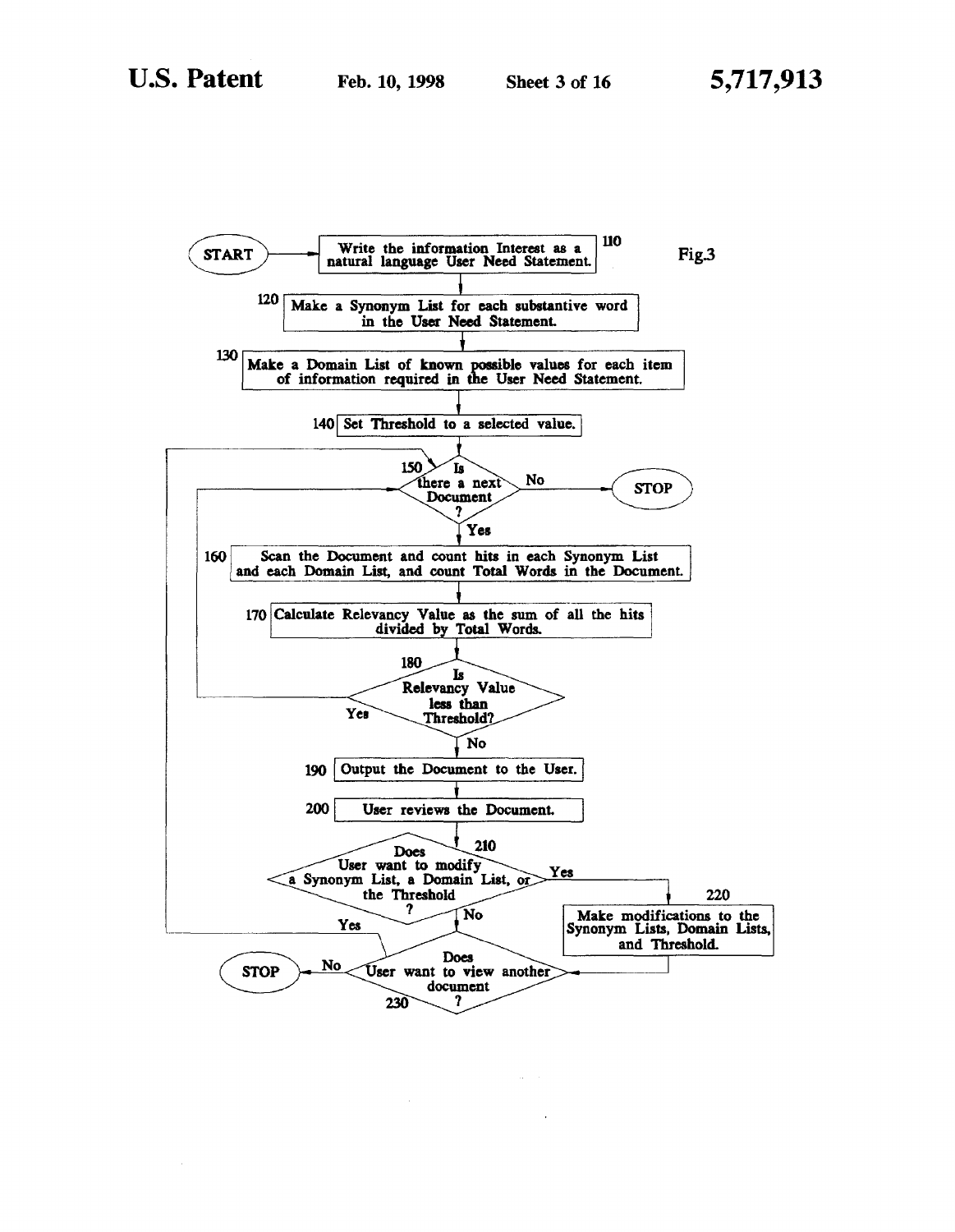Fig.3

START

110 Write the information Interest as a natural language User Need Statement.

120 Make a Synonym List for each substantive word in the User Need Statement.

130 Make a Domain List of known possible values for each item of information required in the User Need Statement.

140 Set Threshold to a selected value.

150 Is there a next Document? — No: STOP; Yes: continue

160 Scan the Document and count hits in each Synonym List and each Domain List, and count Total Words in the Document.

170 Calculate Relevancy Value as the sum of all the hits divided by Total Words.

180 Is Relevancy Value less than Threshold? — Yes: return to 150; No: continue

190 Output the Document to the User.

200 User reviews the Document.

210 Does User want to modify a Synonym List, a Domain List, or the Threshold? — Yes: 220; No: 230

220 Make modifications to the Synonym Lists, Domain Lists, and Threshold.

230 Does User want to view another document? — Yes: return to 150; No: STOP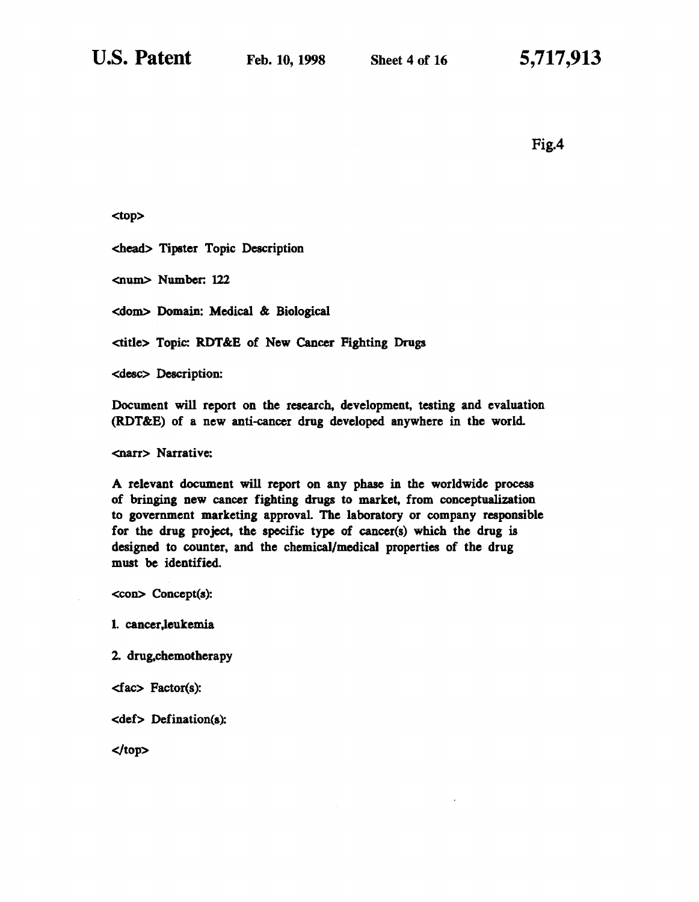Fig.4

<top>

<head> Tipster Topic Description

<num> Number: 122

<dom> Domain: Medical & Biological

<title> Topic: RDT&E of New Cancer Fighting Drugs

<desc> Description:

Document will report on the research, development, testing and evaluation (RDT&E) of a new anti-cancer drug developed anywhere in the world.

<narr> Narrative:

A relevant document will report on any phase in the worldwide process of bringing new cancer fighting drugs to market, from conceptualization to government marketing approval. The laboratory or company responsible for the drug project, the specific type of cancer(s) which the drug is designed to counter, and the chemical/medical properties of the drug must be identified.

<con> Concept(s):

1. cancer,leukemia

2. drug,chemotherapy

<fac> Factor(s):

<def> Defination(s):

</top>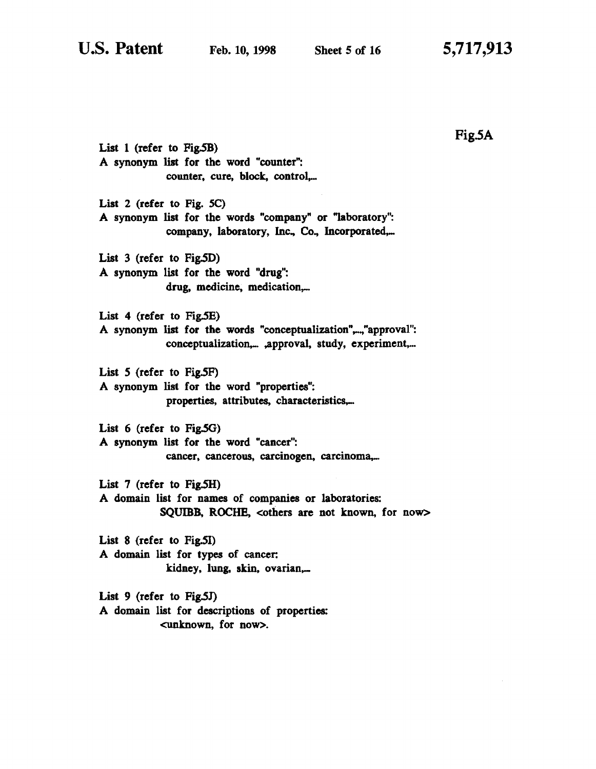Fig.5A

List 1 (refer to Fig.5B)
A synonym list for the word "counter":
counter, cure, block, control,...

List 2 (refer to Fig. 5C)
A synonym list for the words "company" or "laboratory":
company, laboratory, Inc., Co., Incorporated,...

List 3 (refer to Fig.5D)
A synonym list for the word "drug":
drug, medicine, medication,...

List 4 (refer to Fig.5E)
A synonym list for the words "conceptualization",...,"approval":
conceptualization,... ,approval, study, experiment,...

List 5 (refer to Fig.5F)
A synonym list for the word "properties":
properties, attributes, characteristics,...

List 6 (refer to Fig.5G)
A synonym list for the word "cancer":
cancer, cancerous, carcinogen, carcinoma,...

List 7 (refer to Fig.5H)
A domain list for names of companies or laboratories:
SQUIBB, ROCHE, <others are not known, for now>

List 8 (refer to Fig.5I)
A domain list for types of cancer:
kidney, lung, skin, ovarian,...

List 9 (refer to Fig.5J)
A domain list for descriptions of properties:
<unknown, for now>.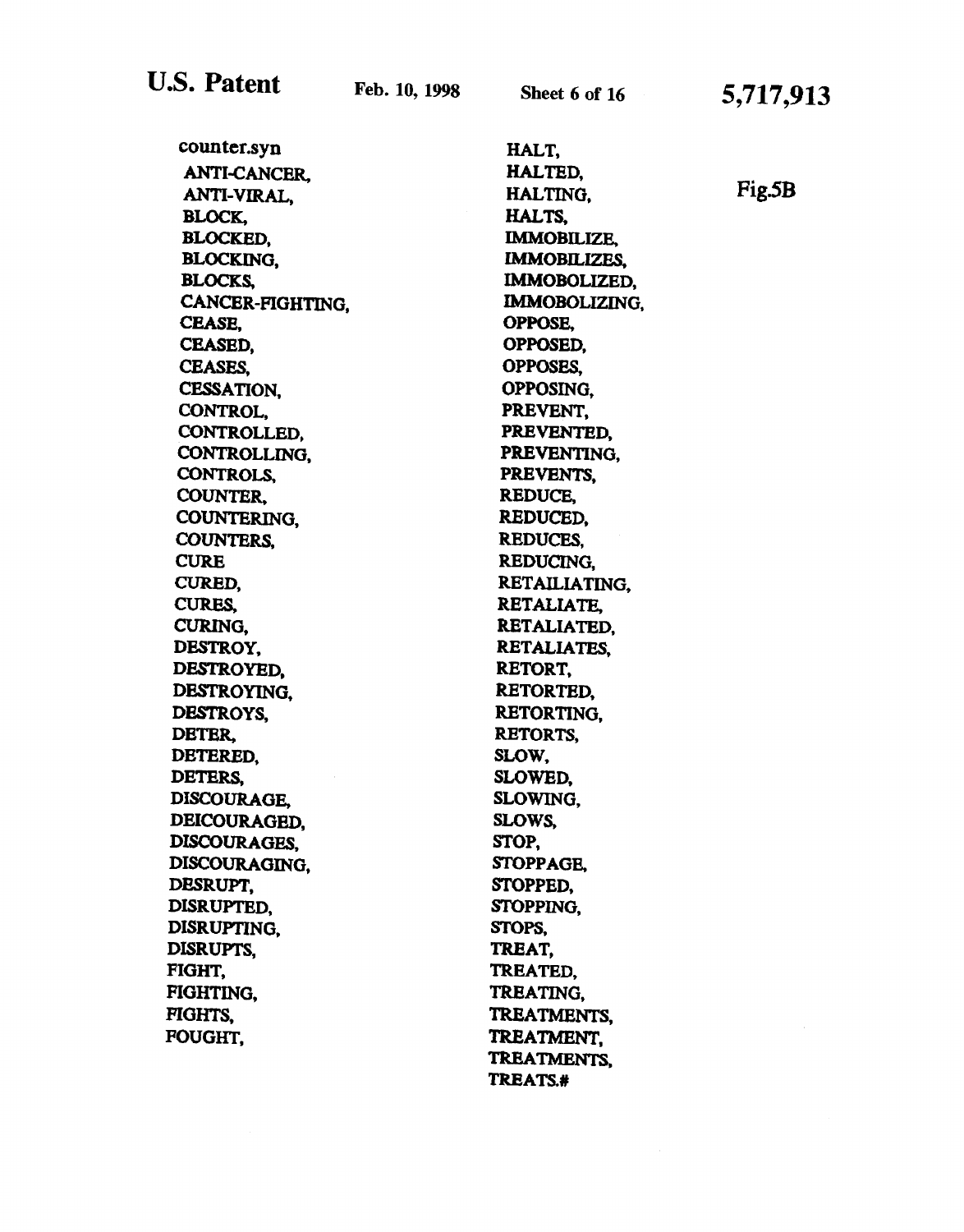Fig.5B

counter.syn
ANTI-CANCER,
ANTI-VIRAL,
BLOCK,
BLOCKED,
BLOCKING,
BLOCKS,
CANCER-FIGHTING,
CEASE,
CEASED,
CEASES,
CESSATION,
CONTROL,
CONTROLLED,
CONTROLLING,
CONTROLS,
COUNTER,
COUNTERING,
COUNTERS,
CURE
CURED,
CURES,
CURING,
DESTROY,
DESTROYED,
DESTROYING,
DESTROYS,
DETER,
DETERED,
DETERS,
DISCOURAGE,
DEICOURAGED,
DISCOURAGES,
DISCOURAGING,
DESRUPT,
DISRUPTED,
DISRUPTING,
DISRUPTS,
FIGHT,
FIGHTING,
FIGHTS,
FOUGHT,
HALT,
HALTED,
HALTING,
HALTS,
IMMOBILIZE,
IMMOBILIZES,
IMMOBOLIZED,
IMMOBOLIZING,
OPPOSE,
OPPOSED,
OPPOSES,
OPPOSING,
PREVENT,
PREVENTED,
PREVENTING,
PREVENTS,
REDUCE,
REDUCED,
REDUCES,
REDUCING,
RETAILIATING,
RETALIATE,
RETALIATED,
RETALIATES,
RETORT,
RETORTED,
RETORTING,
RETORTS,
SLOW,
SLOWED,
SLOWING,
SLOWS,
STOP,
STOPPAGE,
STOPPED,
STOPPING,
STOPS,
TREAT,
TREATED,
TREATING,
TREATMENTS,
TREATMENT,
TREATMENTS,
TREATS.#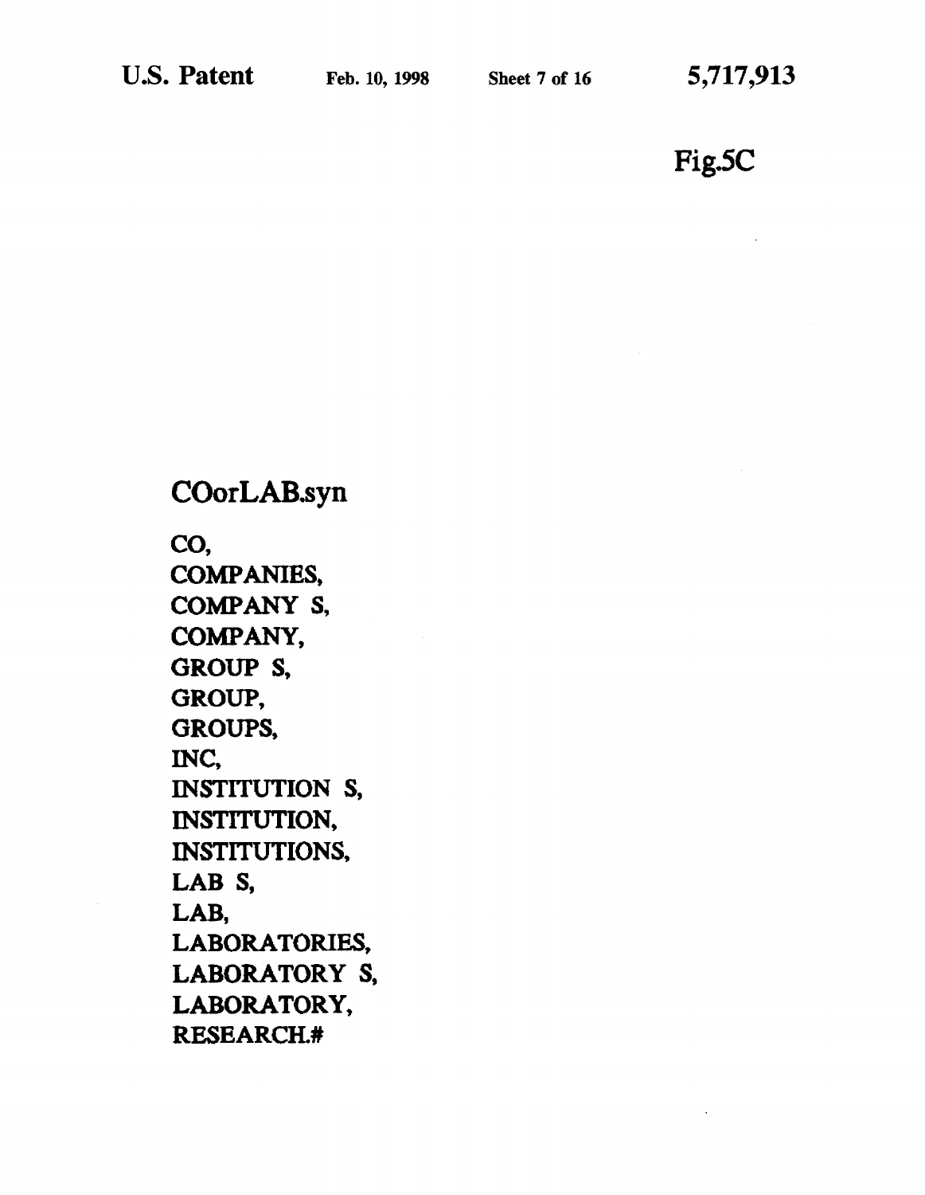Fig.5C

COorLAB.syn

CO,
COMPANIES,
COMPANY S,
COMPANY,
GROUP S,
GROUP,
GROUPS,
INC,
INSTITUTION S,
INSTITUTION,
INSTITUTIONS,
LAB S,
LAB,
LABORATORIES,
LABORATORY S,
LABORATORY,
RESEARCH.#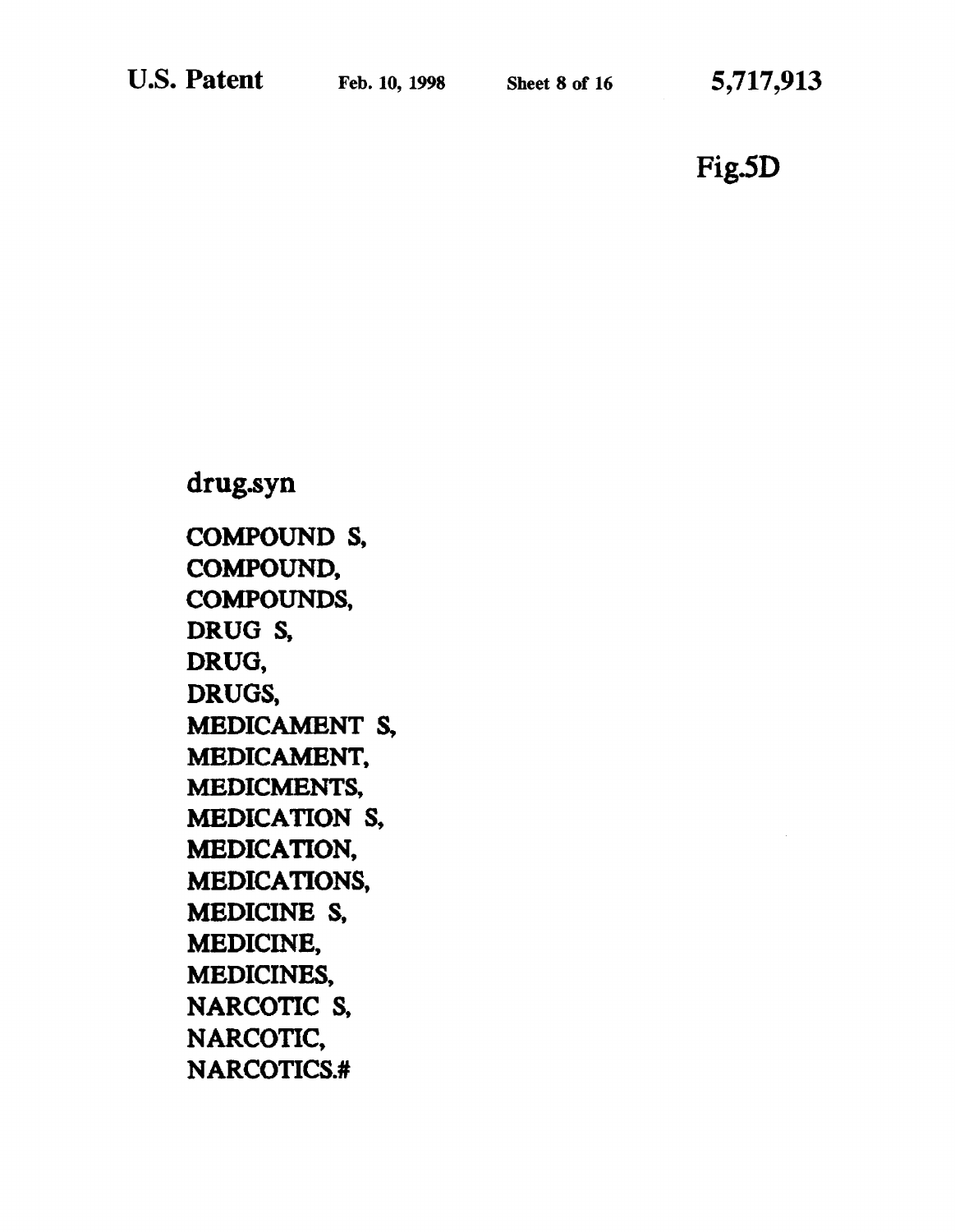Fig.5D

drug.syn

COMPOUND S,
COMPOUND,
COMPOUNDS,
DRUG S,
DRUG,
DRUGS,
MEDICAMENT S,
MEDICAMENT,
MEDICMENTS,
MEDICATION S,
MEDICATION,
MEDICATIONS,
MEDICINE S,
MEDICINE,
MEDICINES,
NARCOTIC S,
NARCOTIC,
NARCOTICS.#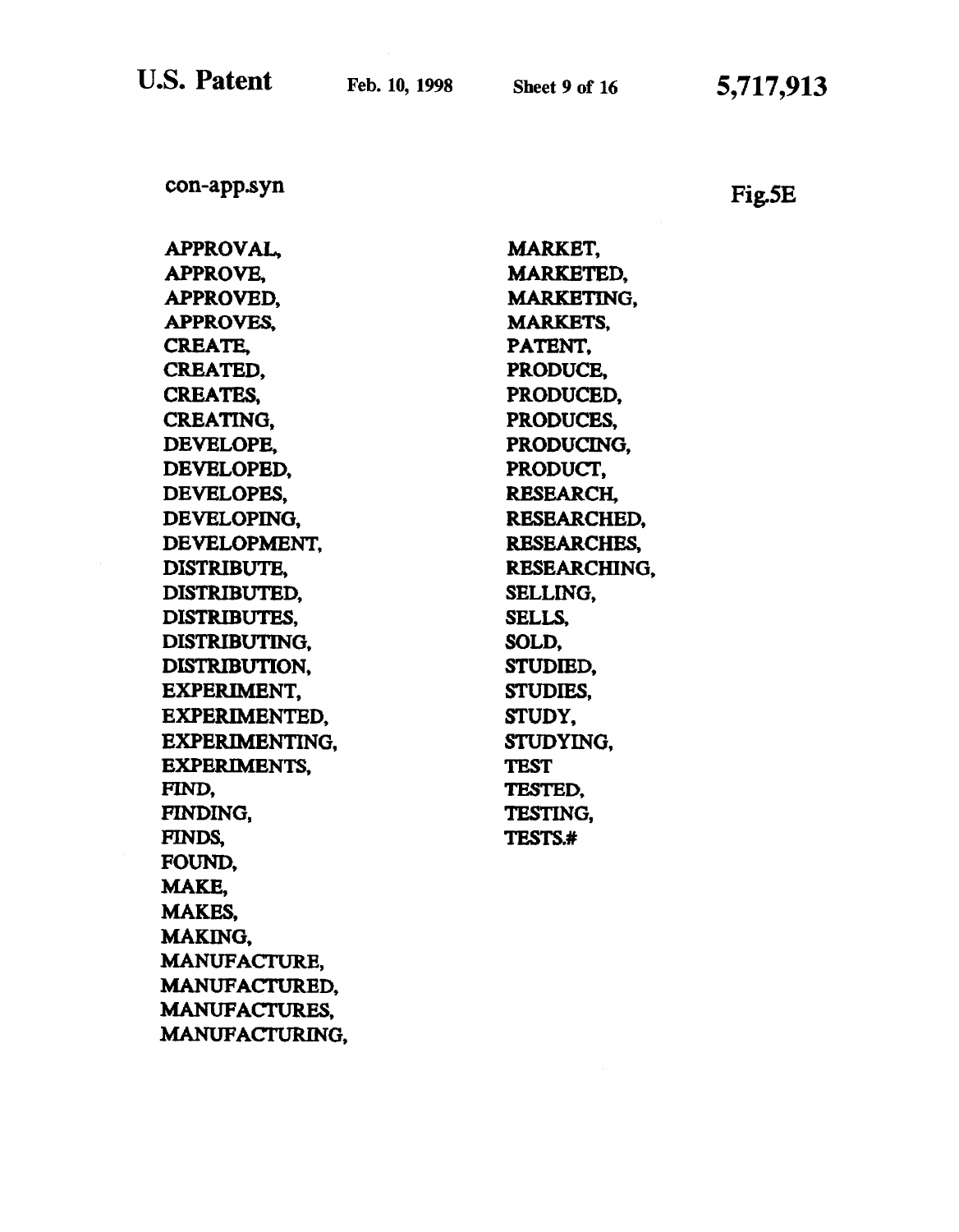con-app.syn

Fig.5E

APPROVAL,
APPROVE,
APPROVED,
APPROVES,
CREATE,
CREATED,
CREATES,
CREATING,
DEVELOPE,
DEVELOPED,
DEVELOPES,
DEVELOPING,
DEVELOPMENT,
DISTRIBUTE,
DISTRIBUTED,
DISTRIBUTES,
DISTRIBUTING,
DISTRIBUTION,
EXPERIMENT,
EXPERIMENTED,
EXPERIMENTING,
EXPERIMENTS,
FIND,
FINDING,
FINDS,
FOUND,
MAKE,
MAKES,
MAKING,
MANUFACTURE,
MANUFACTURED,
MANUFACTURES,
MANUFACTURING,
MARKET,
MARKETED,
MARKETING,
MARKETS,
PATENT,
PRODUCE,
PRODUCED,
PRODUCES,
PRODUCING,
PRODUCT,
RESEARCH,
RESEARCHED,
RESEARCHES,
RESEARCHING,
SELLING,
SELLS,
SOLD,
STUDIED,
STUDIES,
STUDY,
STUDYING,
TEST
TESTED,
TESTING,
TESTS.#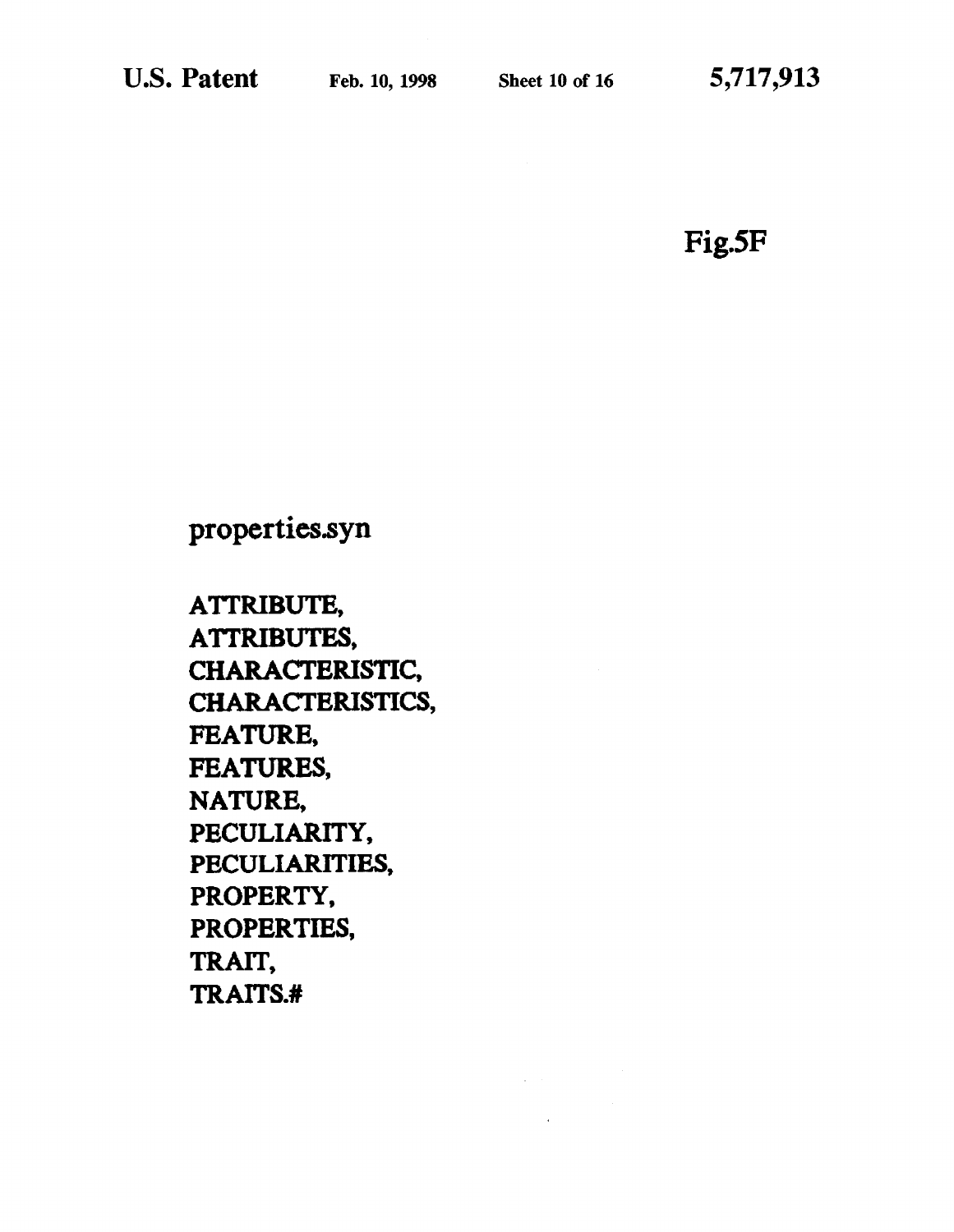Fig.5F

properties.syn

ATTRIBUTE,
ATTRIBUTES,
CHARACTERISTIC,
CHARACTERISTICS,
FEATURE,
FEATURES,
NATURE,
PECULIARITY,
PECULIARITIES,
PROPERTY,
PROPERTIES,
TRAIT,
TRAITS.#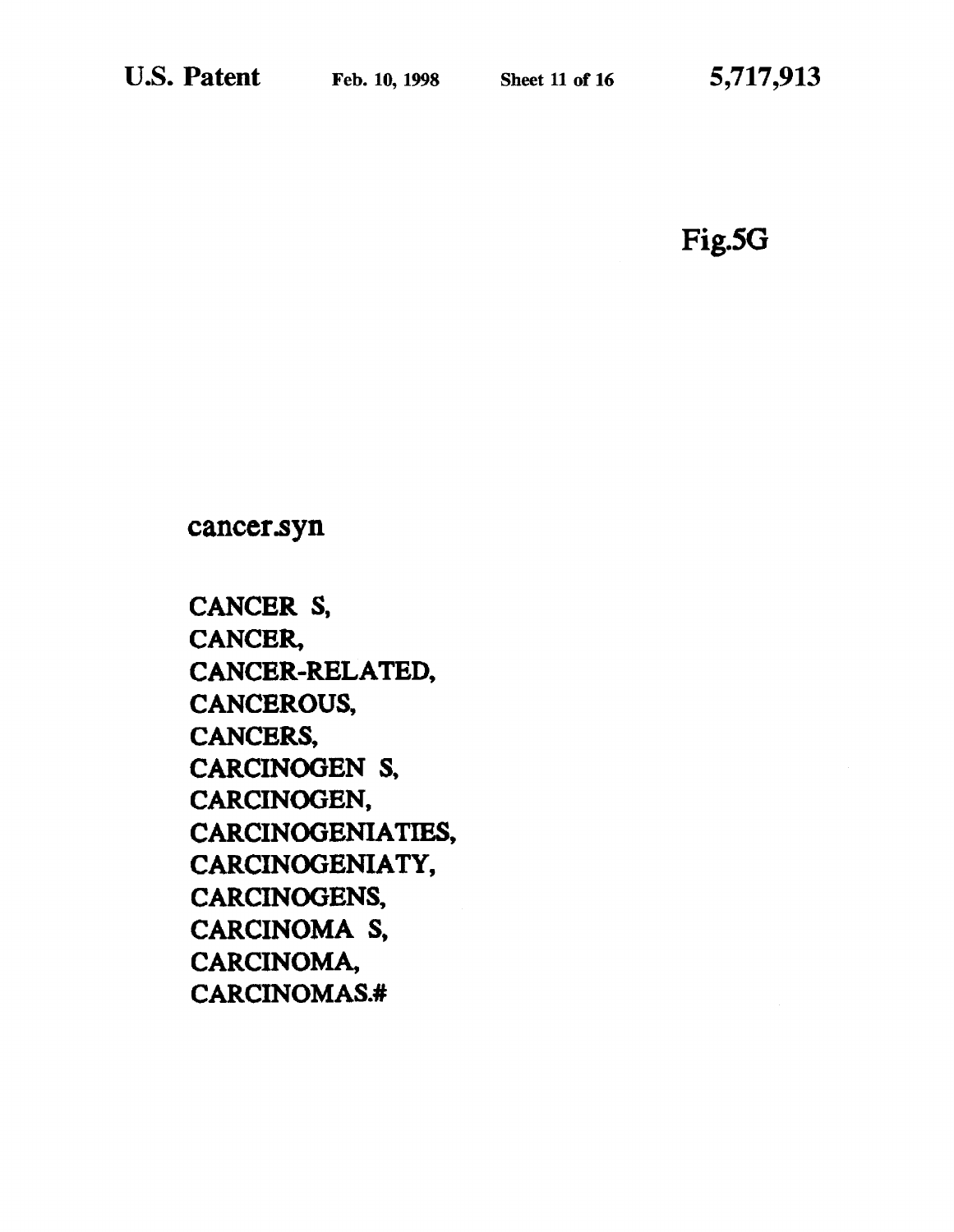Fig.5G

cancer.syn

CANCER S,
CANCER,
CANCER-RELATED,
CANCEROUS,
CANCERS,
CARCINOGEN S,
CARCINOGEN,
CARCINOGENIATIES,
CARCINOGENIATY,
CARCINOGENS,
CARCINOMA S,
CARCINOMA,
CARCINOMAS.#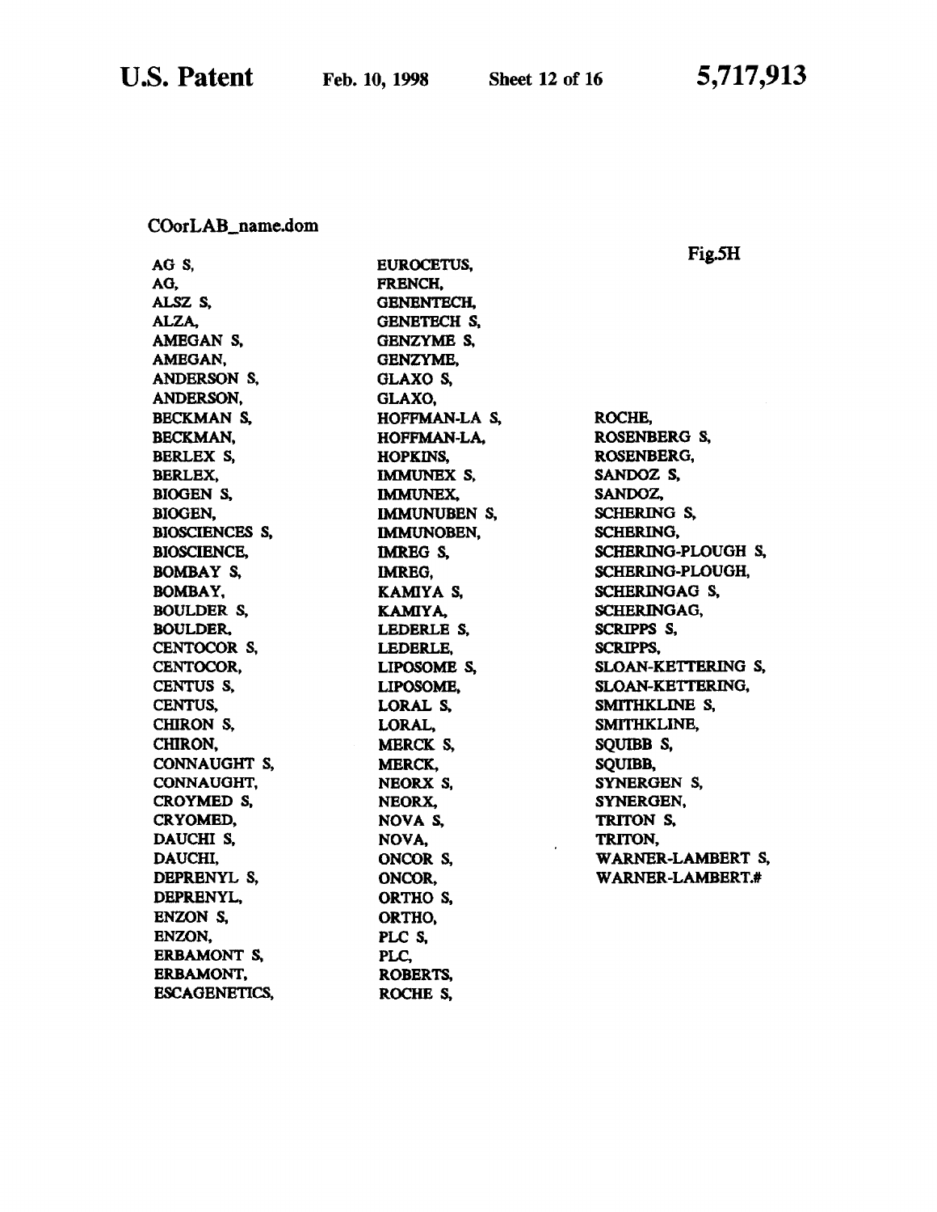COorLAB_name.dom

Fig.5H

AG S,
AG,
ALSZ S,
ALZA,
AMEGAN S,
AMEGAN,
ANDERSON S,
ANDERSON,
BECKMAN S,
BECKMAN,
BERLEX S,
BERLEX,
BIOGEN S,
BIOGEN,
BIOSCIENCES S,
BIOSCIENCE,
BOMBAY S,
BOMBAY,
BOULDER S,
BOULDER,
CENTOCOR S,
CENTOCOR,
CENTUS S,
CENTUS,
CHIRON S,
CHIRON,
CONNAUGHT S,
CONNAUGHT,
CROYMED S,
CRYOMED,
DAUCHI S,
DAUCHI,
DEPRENYL S,
DEPRENYL,
ENZON S,
ENZON,
ERBAMONT S,
ERBAMONT,
ESCAGENETICS,
EUROCETUS,
FRENCH,
GENENTECH,
GENETECH S,
GENZYME S,
GENZYME,
GLAXO S,
GLAXO,
HOFFMAN-LA S,
HOFFMAN-LA,
HOPKINS,
IMMUNEX S,
IMMUNEX,
IMMUNUBEN S,
IMMUNOBEN,
IMREG S,
IMREG,
KAMIYA S,
KAMIYA,
LEDERLE S,
LEDERLE,
LIPOSOME S,
LIPOSOME,
LORAL S,
LORAL,
MERCK S,
MERCK,
NEORX S,
NEORX,
NOVA S,
NOVA,
ONCOR S,
ONCOR,
ORTHO S,
ORTHO,
PLC S,
PLC,
ROBERTS,
ROCHE S,
ROCHE,
ROSENBERG S,
ROSENBERG,
SANDOZ S,
SANDOZ,
SCHERING S,
SCHERING,
SCHERING-PLOUGH S,
SCHERING-PLOUGH,
SCHERINGAG S,
SCHERINGAG,
SCRIPPS S,
SCRIPPS,
SLOAN-KETTERING S,
SLOAN-KETTERING,
SMITHKLINE S,
SMITHKLINE,
SQUIBB S,
SQUIBB,
SYNERGEN S,
SYNERGEN,
TRITON S,
TRITON,
WARNER-LAMBERT S,
WARNER-LAMBERT.#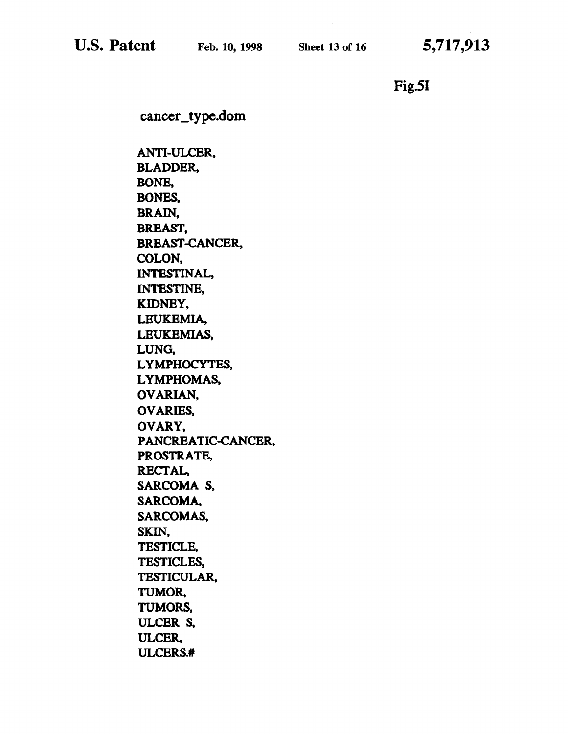Fig.5I

cancer_type.dom

ANTI-ULCER,
BLADDER,
BONE,
BONES,
BRAIN,
BREAST,
BREAST-CANCER,
COLON,
INTESTINAL,
INTESTINE,
KIDNEY,
LEUKEMIA,
LEUKEMIAS,
LUNG,
LYMPHOCYTES,
LYMPHOMAS,
OVARIAN,
OVARIES,
OVARY,
PANCREATIC-CANCER,
PROSTRATE,
RECTAL,
SARCOMA S,
SARCOMA,
SARCOMAS,
SKIN,
TESTICLE,
TESTICLES,
TESTICULAR,
TUMOR,
TUMORS,
ULCER S,
ULCER,
ULCERS.#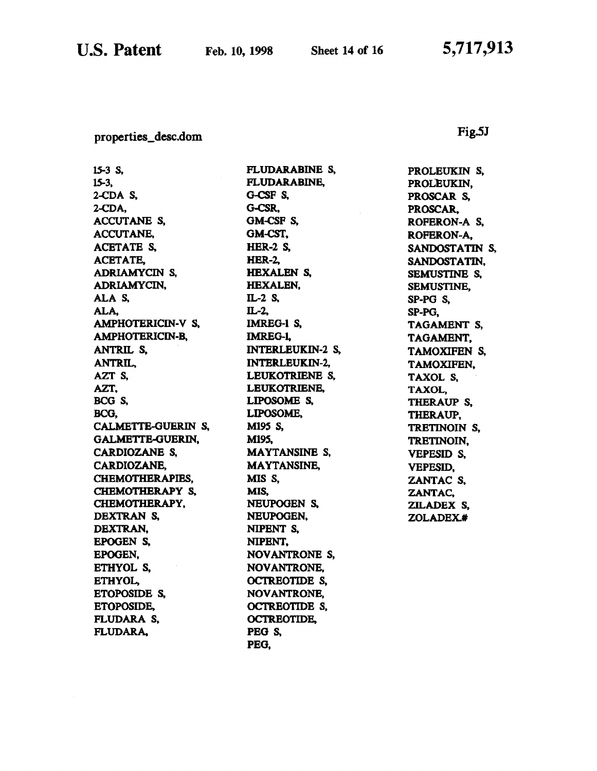properties_desc.dom

Fig.5J

15-3 S,
15-3,
2-CDA S,
2-CDA,
ACCUTANE S,
ACCUTANE,
ACETATE S,
ACETATE,
ADRIAMYCIN S,
ADRIAMYCIN,
ALA S,
ALA,
AMPHOTERICIN-V S,
AMPHOTERICIN-B,
ANTRIL S,
ANTRIL,
AZT S,
AZT,
BCG S,
BCG,
CALMETTE-GUERIN S,
GALMETTE-GUERIN,
CARDIOZANE S,
CARDIOZANE,
CHEMOTHERAPIES,
CHEMOTHERAPY S,
CHEMOTHERAPY,
DEXTRAN S,
DEXTRAN,
EPOGEN S,
EPOGEN,
ETHYOL S,
ETHYOL,
ETOPOSIDE S,
ETOPOSIDE,
FLUDARA S,
FLUDARA,
FLUDARABINE S,
FLUDARABINE,
G-CSF S,
G-CSR,
GM-CSF S,
GM-CST,
HER-2 S,
HER-2,
HEXALEN S,
HEXALEN,
IL-2 S,
IL-2,
IMREG-1 S,
IMREG-1,
INTERLEUKIN-2 S,
INTERLEUKIN-2,
LEUKOTRIENE S,
LEUKOTRIENE,
LIPOSOME S,
LIPOSOME,
M195 S,
M195,
MAYTANSINE S,
MAYTANSINE,
MIS S,
MIS,
NEUPOGEN S,
NEUPOGEN,
NIPENT S,
NIPENT,
NOVANTRONE S,
NOVANTRONE,
OCTREOTIDE S,
NOVANTRONE,
OCTREOTIDE S,
OCTREOTIDE,
PEG S,
PEG,
PROLEUKIN S,
PROLEUKIN,
PROSCAR S,
PROSCAR,
ROFERON-A S,
ROFERON-A,
SANDOSTATIN S,
SANDOSTATIN,
SEMUSTINE S,
SEMUSTINE,
SP-PG S,
SP-PG,
TAGAMENT S,
TAGAMENT,
TAMOXIFEN S,
TAMOXIFEN,
TAXOL S,
TAXOL,
THERAUP S,
THERAUP,
TRETINOIN S,
TRETINOIN,
VEPESID S,
VEPESID,
ZANTAC S,
ZANTAC,
ZILADEX S,
ZOLADEX#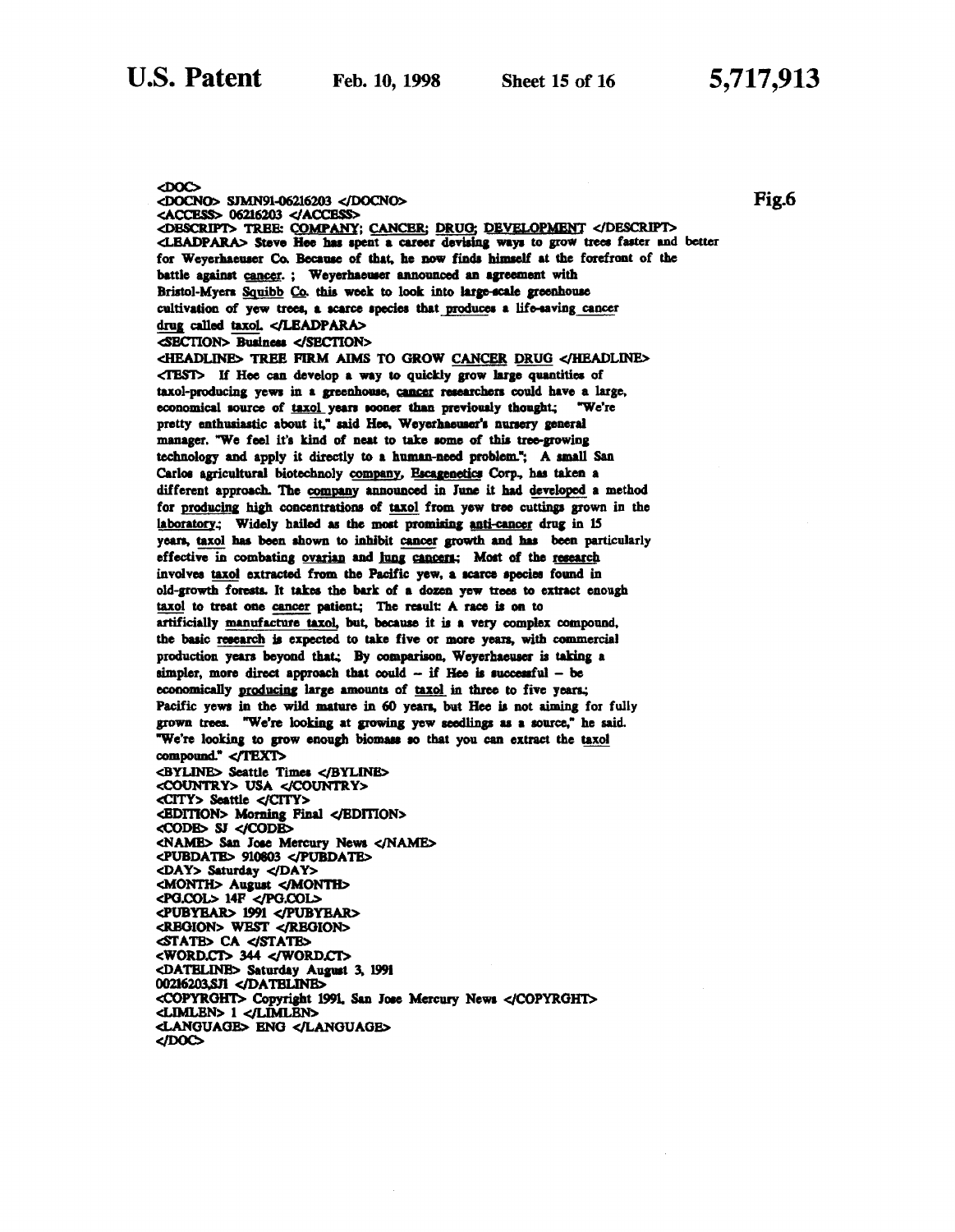Fig.6

```
<DOC>
<DOCNO> SJMN91-06216203 </DOCNO>
<ACCESS> 06216203 </ACCESS>
<DESCRIPT> TREE: COMPANY; CANCER; DRUG; DEVELOPMENT </DESCRIPT>
<LEADPARA> Steve Hee has spent a career devising ways to grow trees faster and better
for Weyerhaeuser Co. Because of that, he now finds himself at the forefront of the
battle against cancer. ; Weyerhaeuser announced an agreement with
Bristol-Myers Squibb Co. this week to look into large-scale greenhouse
cultivation of yew trees, a scarce species that produces a life-saving cancer
drug called taxol. </LEADPARA>
<SECTION> Business </SECTION>
<HEADLINE> TREE FIRM AIMS TO GROW CANCER DRUG </HEADLINE>
<TEXT> If Hee can develop a way to quickly grow large quantities of
taxol-producing yews in a greenhouse, cancer researchers could have a large,
economical source of taxol years sooner than previously thought.;  "We're
pretty enthusiastic about it," said Hee, Weyerhaeuser's nursery general
manager. "We feel it's kind of neat to take some of this tree-growing
technology and apply it directly to a human-need problem.";  A small San
Carlos agricultural biotechnoly company, Escagenetics Corp., has taken a
different approach. The company announced in June it had developed a method
for producing high concentrations of taxol from yew tree cuttings grown in the
laboratory.;  Widely hailed as the most promising anti-cancer drug in 15
years, taxol has been shown to inhibit cancer growth and has  been particularly
effective in combating ovarian and lung cancers.;  Most of the research
involves taxol extracted from the Pacific yew, a scarce species found in
old-growth forests. It takes the bark of a dozen yew trees to extract enough
taxol to treat one cancer patient.;  The result: A race is on to
artificially manufacture taxol, but, because it is a very complex compound,
the basic research is expected to take five or more years, with commercial
production years beyond that.;  By comparison, Weyerhaeuser is taking a
simpler, more direct approach that could -- if Hee is successful -- be
economically producing large amounts of taxol in three to five years.;
Pacific yews in the wild mature in 60 years, but Hee is not aiming for fully
grown trees.  "We're looking at growing yew seedlings as a source," he said.
"We're looking to grow enough biomass so that you can extract the taxol
compound." </TEXT>
<BYLINE> Seattle Times </BYLINE>
<COUNTRY> USA </COUNTRY>
<CITY> Seattle </CITY>
<EDITION> Morning Final </EDITION>
<CODE> SJ </CODE>
<NAME> San Jose Mercury News </NAME>
<PUBDATE> 910803 </PUBDATE>
<DAY> Saturday </DAY>
<MONTH> August </MONTH>
<PG.COL> 14F </PG.COL>
<PUBYEAR> 1991 </PUBYEAR>
<REGION> WEST </REGION>
<STATE> CA </STATE>
<WORD.CT> 344 </WORD.CT>
<DATELINE> Saturday August 3, 1991
00216203,SJ1 </DATELINE>
<COPYRGHT> Copyright 1991, San Jose Mercury News </COPYRGHT>
<LIMLEN> 1 </LIMLEN>
<LANGUAGE> ENG </LANGUAGE>
</DOC>
```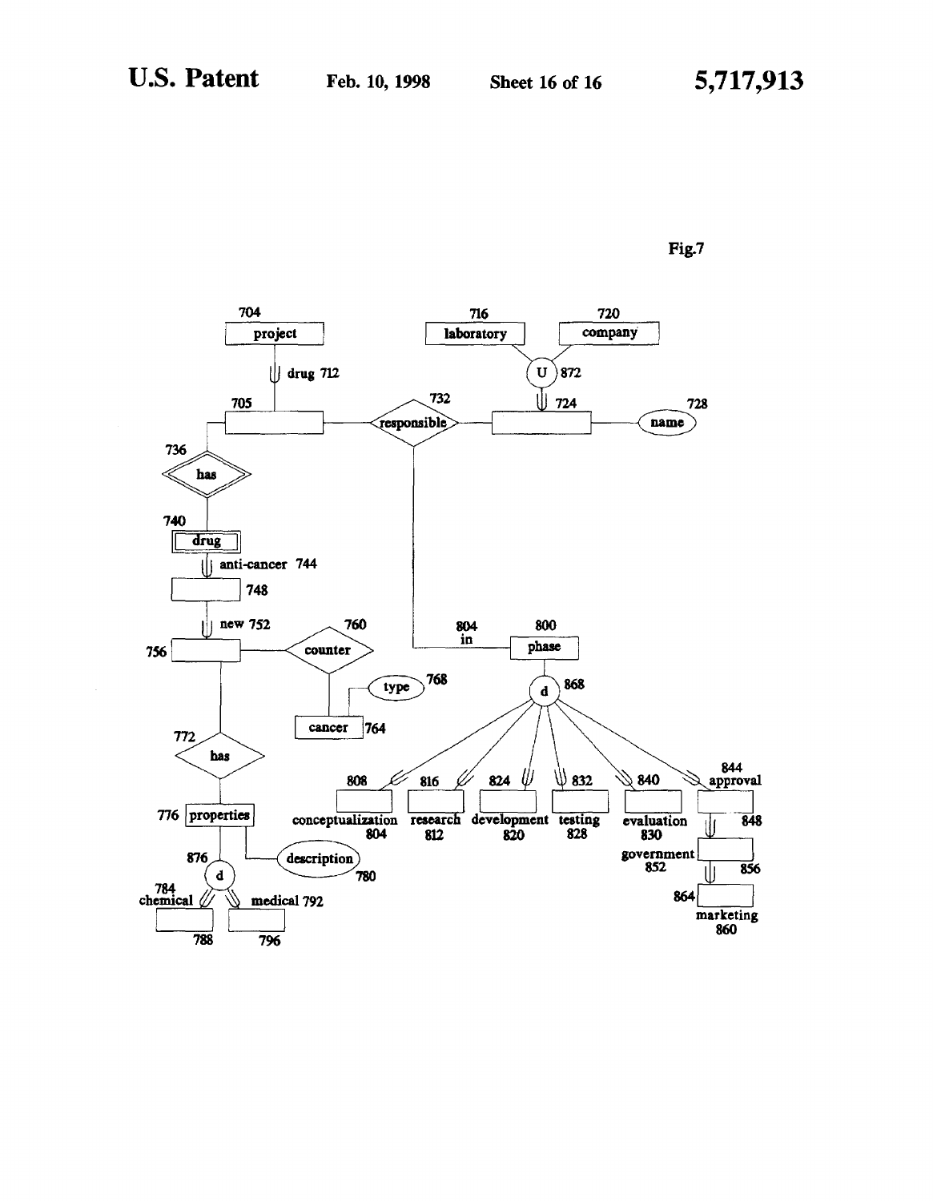Fig.7

704 project

drug 712

705

736 has

740 drug

anti-cancer 744

748

new 752

756

760 counter

cancer 764

type 768

772 has

776 properties

description 780

876 d

784 chemical

788

medical 792

796

716 laboratory

720 company

U 872

724

728 name

732 responsible

804 in

800 phase

d 868

808

conceptualization 804

816

research 812

824

development 820

832

testing 828

840

evaluation 830

844 approval

848

government 852

856

864

marketing 860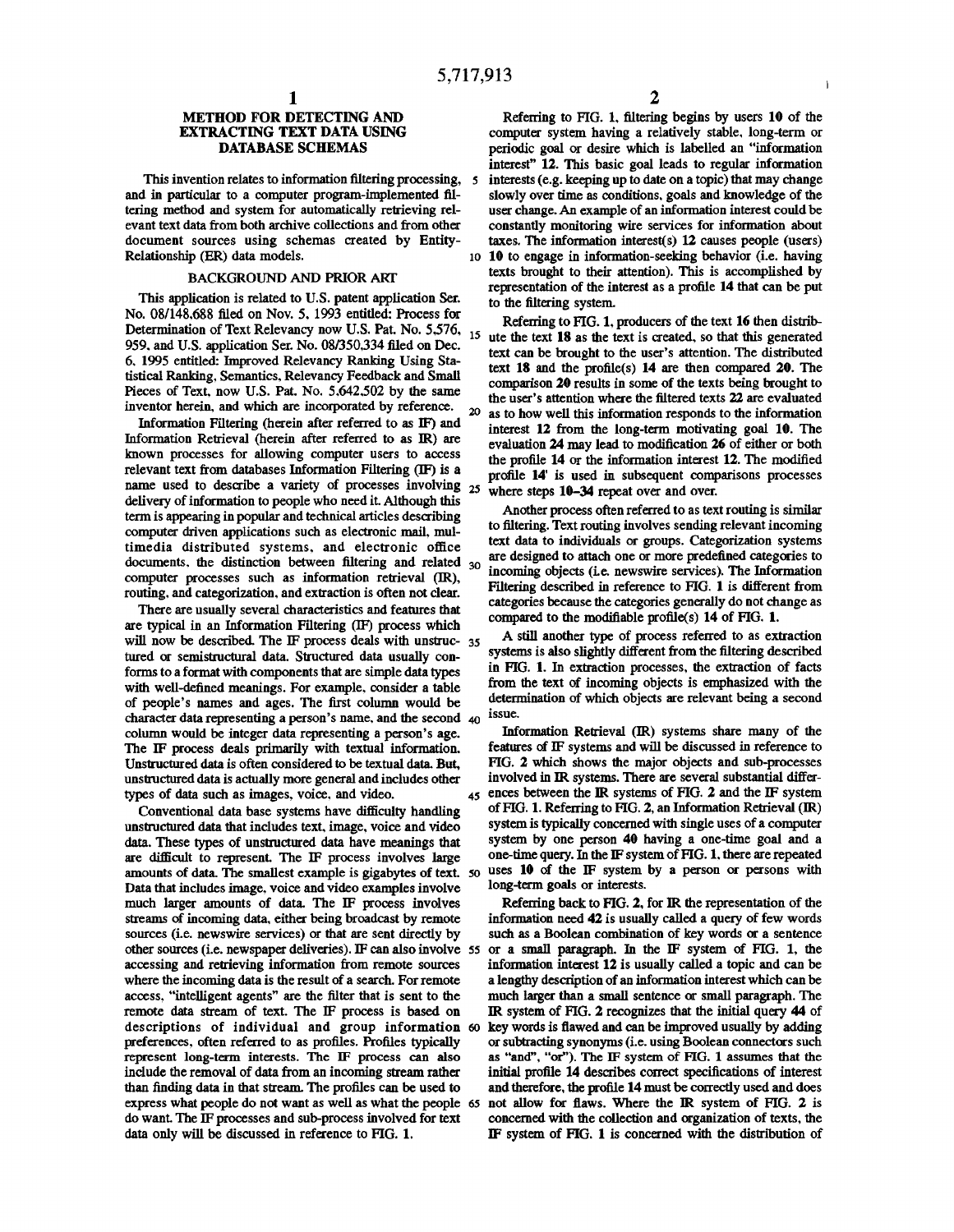# METHOD FOR DETECTING AND EXTRACTING TEXT DATA USING DATABASE SCHEMAS

This invention relates to information filtering processing, and in particular to a computer program-implemented filtering method and system for automatically retrieving relevant text data from both archive collections and from other document sources using schemas created by Entity-Relationship (ER) data models.

## BACKGROUND AND PRIOR ART

This application is related to U.S. patent application Ser. No. 08/148,688 filed on Nov. 5, 1993 entitled: Process for Determination of Text Relevancy now U.S. Pat. No. 5,576, 959, and U.S. application Ser. No. 08/350,334 filed on Dec. 6, 1995 entitled: Improved Relevancy Ranking Using Statistical Ranking, Semantics, Relevancy Feedback and Small Pieces of Text, now U.S. Pat. No. 5,642,502 by the same inventor herein, and which are incorporated by reference.

Information Filtering (herein after referred to as IF) and Information Retrieval (herein after referred to as IR) are known processes for allowing computer users to access relevant text from databases Information Filtering (IF) is a name used to describe a variety of processes involving delivery of information to people who need it. Although this term is appearing in popular and technical articles describing computer driven applications such as electronic mail, multimedia distributed systems, and electronic office documents, the distinction between filtering and related computer processes such as information retrieval (IR), routing, and categorization, and extraction is often not clear.

There are usually several characteristics and features that are typical in an Information Filtering (IF) process which will now be described. The IF process deals with unstructured or semistructural data. Structured data usually conforms to a format with components that are simple data types with well-defined meanings. For example, consider a table of people's names and ages. The first column would be character data representing a person's name, and the second column would be integer data representing a person's age. The IF process deals primarily with textual information. Unstructured data is often considered to be textual data. But, unstructured data is actually more general and includes other types of data such as images, voice, and video.

Conventional data base systems have difficulty handling unstructured data that includes text, image, voice and video data. These types of unstructured data have meanings that are difficult to represent. The IF process involves large amounts of data. The smallest example is gigabytes of text. Data that includes image, voice and video examples involve much larger amounts of data. The IF process involves streams of incoming data, either being broadcast by remote sources (i.e. newswire services) or that are sent directly by other sources (i.e. newspaper deliveries). IF can also involve accessing and retrieving information from remote sources where the incoming data is the result of a search. For remote access, "intelligent agents" are the filter that is sent to the remote data stream of text. The IF process is based on descriptions of individual and group information preferences, often referred to as profiles. Profiles typically represent long-term interests. The IF process can also include the removal of data from an incoming stream rather than finding data in that stream. The profiles can be used to express what people do not want as well as what the people do want. The IF processes and sub-process involved for text data only will be discussed in reference to FIG. 1.

Referring to FIG. 1, filtering begins by users **10** of the computer system having a relatively stable, long-term or periodic goal or desire which is labelled an "information interest" **12**. This basic goal leads to regular information interests (e.g. keeping up to date on a topic) that may change slowly over time as conditions, goals and knowledge of the user change. An example of an information interest could be constantly monitoring wire services for information about taxes. The information interest(s) **12** causes people (users) **10** to engage in information-seeking behavior (i.e. having texts brought to their attention). This is accomplished by representation of the interest as a profile **14** that can be put to the filtering system.

Referring to FIG. 1, producers of the text **16** then distribute the text **18** as the text is created, so that this generated text can be brought to the user's attention. The distributed text **18** and the profile(s) **14** are then compared **20**. The comparison **20** results in some of the texts being brought to the user's attention where the filtered texts **22** are evaluated as to how well this information responds to the information interest **12** from the long-term motivating goal **10**. The evaluation **24** may lead to modification **26** of either or both the profile **14** or the information interest **12**. The modified profile **14'** is used in subsequent comparisons processes where steps **10–34** repeat over and over.

Another process often referred to as text routing is similar to filtering. Text routing involves sending relevant incoming text data to individuals or groups. Categorization systems are designed to attach one or more predefined categories to incoming objects (i.e. newswire services). The Information Filtering described in reference to FIG. **1** is different from categories because the categories generally do not change as compared to the modifiable profile(s) **14** of FIG. **1**.

A still another type of process referred to as extraction systems is also slightly different from the filtering described in FIG. **1**. In extraction processes, the extraction of facts from the text of incoming objects is emphasized with the determination of which objects are relevant being a second issue.

Information Retrieval (IR) systems share many of the features of IF systems and will be discussed in reference to FIG. **2** which shows the major objects and sub-processes involved in IR systems. There are several substantial differences between the IR systems of FIG. **2** and the IF system of FIG. **1**. Referring to FIG. **2**, an Information Retrieval (IR) system is typically concerned with single uses of a computer system by one person **40** having a one-time goal and a one-time query. In the IF system of FIG. **1**, there are repeated uses **10** of the IF system by a person or persons with long-term goals or interests.

Referring back to FIG. **2**, for IR the representation of the information need **42** is usually called a query of few words such as a Boolean combination of key words or a sentence or a small paragraph. In the IF system of FIG. **1**, the information interest **12** is usually called a topic and can be a lengthy description of an information interest which can be much larger than a small sentence or small paragraph. The IR system of FIG. **2** recognizes that the initial query **44** of key words is flawed and can be improved usually by adding or subtracting synonyms (i.e. using Boolean connectors such as "and", "or"). The IF system of FIG. **1** assumes that the initial profile **14** describes correct specifications of interest and therefore, the profile **14** must be correctly used and does not allow for flaws. Where the IR system of FIG. **2** is concerned with the collection and organization of texts, the IF system of FIG. **1** is concerned with the distribution of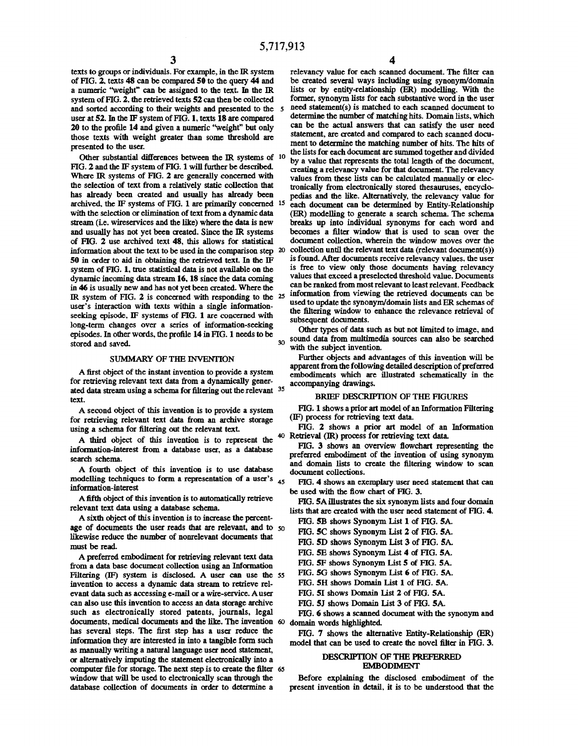texts to groups or individuals. For example, in the IR system of FIG. 2, texts 48 can be compared 50 to the query 44 and a numeric "weight" can be assigned to the text. In the IR system of FIG. 2, the retrieved texts 52 can then be collected and sorted according to their weights and presented to the user at 52. In the IF system of FIG. 1, texts 18 are compared 20 to the profile 14 and given a numeric "weight" but only those texts with weight greater than some threshold are presented to the user.

Other substantial differences between the IR systems of FIG. 2 and the IF system of FIG. 1 will further be described. Where IR systems of FIG. 2 are generally concerned with the selection of text from a relatively static collection that has already been created and usually has already been archived, the IF systems of FIG. 1 are primarily concerned with the selection or elimination of text from a dynamic data stream (i.e. wireservices and the like) where the data is new and usually has not yet been created. Since the IR systems of FIG. 2 use archived text 48, this allows for statistical information about the text to be used in the comparison step 50 in order to aid in obtaining the retrieved text. In the IF system of FIG. 1, true statistical data is not available on the dynamic incoming data stream 16, 18 since the data coming in 46 is usually new and has not yet been created. Where the IR system of FIG. 2 is concerned with responding to the user's interaction with texts within a single information-seeking episode, IF systems of FIG. 1 are concerned with long-term changes over a series of information-seeking episodes. In other words, the profile 14 in FIG. 1 needs to be stored and saved.

## SUMMARY OF THE INVENTION

A first object of the instant invention to provide a system for retrieving relevant text data from a dynamically generated data stream using a schema for filtering out the relevant text.

A second object of this invention is to provide a system for retrieving relevant text data from an archive storage using a schema for filtering out the relevant text.

A third object of this invention is to represent the information-interest from a database user, as a database search schema.

A fourth object of this invention is to use database modelling techniques to form a representation of a user's information-interest

A fifth object of this invention is to automatically retrieve relevant text data using a database schema.

A sixth object of this invention is to increase the percentage of documents the user reads that are relevant, and to likewise reduce the number of nonrelevant documents that must be read.

A preferred embodiment for retrieving relevant text data from a data base document collection using an Information Filtering (IF) system is disclosed. A user can use the invention to access a dynamic data stream to retrieve relevant data such as accessing e-mail or a wire-service. A user can also use this invention to access an data storage archive such as electronically stored patents, journals, legal documents, medical documents and the like. The invention has several steps. The first step has a user reduce the information they are interested in into a tangible form such as manually writing a natural language user need statement, or alternatively imputing the statement electronically into a computer file for storage. The next step is to create the filter window that will be used to electronically scan through the database collection of documents in order to determine a relevancy value for each scanned document. The filter can be created several ways including using synonym/domain lists or by entity-relationship (ER) modelling. With the former, synonym lists for each substantive word in the user need statement(s) is matched to each scanned document to determine the number of matching hits. Domain lists, which can be the actual answers that can satisfy the user need statement, are created and compared to each scanned document to determine the matching number of hits. The hits of the lists for each document are summed together and divided by a value that represents the total length of the document, creating a relevancy value for that document. The relevancy values from these lists can be calculated manually or electronically from electronically stored thesauruses, encyclopedias and the like. Alternatively, the relevancy value for each document can be determined by Entity-Relationship (ER) modelling to generate a search schema. The schema breaks up into individual synonyms for each word and becomes a filter window that is used to scan over the document collection, wherein the window moves over the collection until the relevant text data (relevant document(s)) is found. After documents receive relevancy values, the user is free to view only those documents having relevancy values that exceed a preselected threshold value. Documents can be ranked from most relevant to least relevant. Feedback information from viewing the retrieved documents can be used to update the synonym/domain lists and ER schemas of the filtering window to enhance the relevance retrieval of subsequent documents.

Other types of data such as but not limited to image, and sound data from multimedia sources can also be searched with the subject invention.

Further objects and advantages of this invention will be apparent from the following detailed description of preferred embodiments which are illustrated schematically in the accompanying drawings.

## BRIEF DESCRIPTION OF THE FIGURES

FIG. 1 shows a prior art model of an Information Filtering (IF) process for retrieving text data.

FIG. 2 shows a prior art model of an Information Retrieval (IR) process for retrieving text data.

FIG. 3 shows an overview flowchart representing the preferred embodiment of the invention of using synonym and domain lists to create the filtering window to scan document collections.

FIG. 4 shows an exemplary user need statement that can be used with the flow chart of FIG. 3.

FIG. 5A illustrates the six synonym lists and four domain lists that are created with the user need statement of FIG. 4.

FIG. 5B shows Synonym List 1 of FIG. 5A.

FIG. 5C shows Synonym List 2 of FIG. 5A.

FIG. 5D shows Synonym List 3 of FIG. 5A.

FIG. 5E shows Synonym List 4 of FIG. 5A.

FIG. 5F shows Synonym List 5 of FIG. 5A.

FIG. 5G shows Synonym List 6 of FIG. 5A.

FIG. 5H shows Domain List 1 of FIG. 5A.

FIG. 5I shows Domain List 2 of FIG. 5A.

FIG. 5J shows Domain List 3 of FIG. 5A.

FIG. 6 shows a scanned document with the synonym and domain words highlighted.

FIG. 7 shows the alternative Entity-Relationship (ER) model that can be used to create the novel filter in FIG. 3.

## DESCRIPTION OF THE PREFERRED EMBODIMENT

Before explaining the disclosed embodiment of the present invention in detail, it is to be understood that the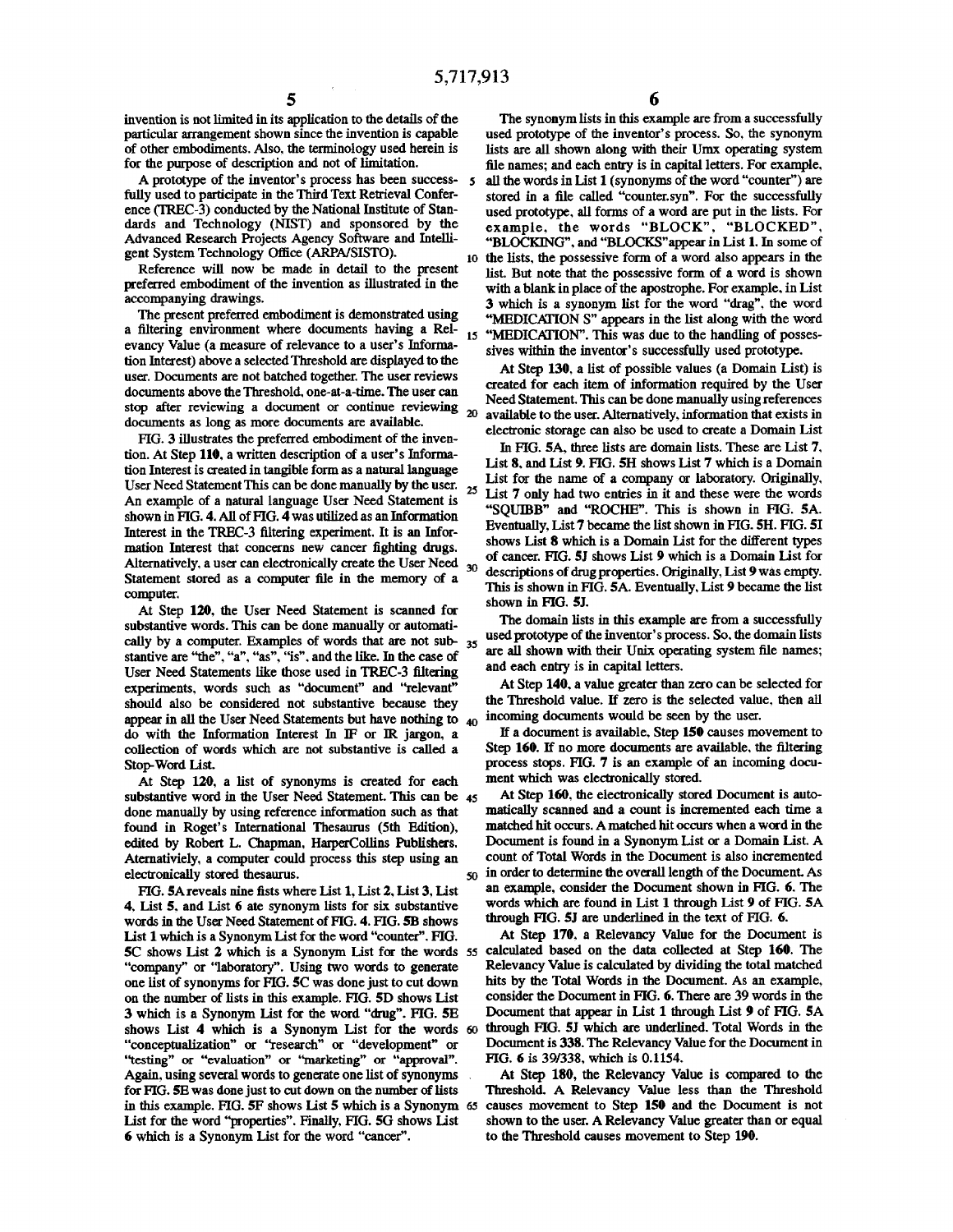invention is not limited in its application to the details of the particular arrangement shown since the invention is capable of other embodiments. Also, the terminology used herein is for the purpose of description and not of limitation.

A prototype of the inventor's process has been successfully used to participate in the Third Text Retrieval Conference (TREC-3) conducted by the National Institute of Standards and Technology (NIST) and sponsored by the Advanced Research Projects Agency Software and Intelligent System Technology Office (ARPA/SISTO).

Reference will now be made in detail to the present preferred embodiment of the invention as illustrated in the accompanying drawings.

The present preferred embodiment is demonstrated using a filtering environment where documents having a Relevancy Value (a measure of relevance to a user's Information Interest) above a selected Threshold are displayed to the user. Documents are not batched together. The user reviews documents above the Threshold, one-at-a-time. The user can stop after reviewing a document or continue reviewing documents as long as more documents are available.

FIG. 3 illustrates the preferred embodiment of the invention. At Step **110**, a written description of a user's Information Interest is created in tangible form as a natural language User Need Statement This can be done manually by the user. An example of a natural language User Need Statement is shown in FIG. 4. All of FIG. 4 was utilized as an Information Interest in the TREC-3 filtering experiment. It is an Information Interest that concerns new cancer fighting drugs. Alternatively, a user can electronically create the User Need Statement stored as a computer file in the memory of a computer.

At Step **120**, the User Need Statement is scanned for substantive words. This can be done manually or automatically by a computer. Examples of words that are not substantive are "the", "a", "as", "is", and the like. In the case of User Need Statements like those used in TREC-3 filtering experiments, words such as "document" and "relevant" should also be considered not substantive because they appear in all the User Need Statements but have nothing to do with the Information Interest In IF or IR jargon, a collection of words which are not substantive is called a Stop-Word List.

At Step **120**, a list of synonyms is created for each substantive word in the User Need Statement. This can be done manually by using reference information such as that found in Roget's International Thesaurus (5th Edition), edited by Robert L. Chapman, HarperCollins Publishers. Aternativiely, a computer could process this step using an electronically stored thesaurus.

FIG. 5A reveals nine fists where List 1, List 2, List 3, List 4, List 5, and List 6 ate synonym lists for six substantive words in the User Need Statement of FIG. 4. FIG. 5B shows List 1 which is a Synonym List for the word "counter". FIG. 5C shows List 2 which is a Synonym List for the words "company" or "laboratory". Using two words to generate one list of synonyms for FIG. 5C was done just to cut down on the number of lists in this example. FIG. 5D shows List 3 which is a Synonym List for the word "drug". FIG. 5E shows List 4 which is a Synonym List for the words "conceptualization" or "research" or "development" or "testing" or "evaluation" or "marketing" or "approval". Again, using several words to generate one list of synonyms for FIG. 5E was done just to cut down on the number of lists in this example. FIG. 5F shows List 5 which is a Synonym List for the word "properties". Finally, FIG. 5G shows List 6 which is a Synonym List for the word "cancer".

The synonym lists in this example are from a successfully used prototype of the inventor's process. So, the synonym lists are all shown along with their Umx operating system file names; and each entry is in capital letters. For example, all the words in List 1 (synonyms of the word "counter") are stored in a file called "counter.syn". For the successfully used prototype, all forms of a word are put in the lists. For example, the words "BLOCK", "BLOCKED", "BLOCKING", and "BLOCKS"appear in List 1. In some of the lists, the possessive form of a word also appears in the list. But note that the possessive form of a word is shown with a blank in place of the apostrophe. For example, in List 3 which is a synonym list for the word "drag", the word "MEDICATION S" appears in the list along with the word "MEDICATION". This was due to the handling of possessives within the inventor's successfully used prototype.

At Step **130**, a list of possible values (a Domain List) is created for each item of information required by the User Need Statement. This can be done manually using references available to the user. Alternatively, information that exists in electronic storage can also be used to create a Domain List

In FIG. 5A, three lists are domain lists. These are List 7, List 8, and List 9. FIG. 5H shows List 7 which is a Domain List for the name of a company or laboratory. Originally, List 7 only had two entries in it and these were the words "SQUIBB" and "ROCHE". This is shown in FIG. 5A. Eventually, List 7 became the list shown in FIG. 5H. FIG. 5I shows List 8 which is a Domain List for the different types of cancer. FIG. 5J shows List 9 which is a Domain List for descriptions of drug properties. Originally, List 9 was empty. This is shown in FIG. 5A. Eventually, List 9 became the list shown in FIG. 5J.

The domain lists in this example are from a successfully used prototype of the inventor's process. So, the domain lists are all shown with their Unix operating system file names; and each entry is in capital letters.

At Step **140**, a value greater than zero can be selected for the Threshold value. If zero is the selected value, then all incoming documents would be seen by the user.

If a document is available, Step **150** causes movement to Step **160**. If no more documents are available, the filtering process stops. FIG. 7 is an example of an incoming document which was electronically stored.

At Step **160**, the electronically stored Document is automatically scanned and a count is incremented each time a matched hit occurs. A matched hit occurs when a word in the Document is found in a Synonym List or a Domain List. A count of Total Words in the Document is also incremented in order to determine the overall length of the Document. As an example, consider the Document shown in FIG. 6. The words which are found in List 1 through List 9 of FIG. 5A through FIG. 5J are underlined in the text of FIG. 6.

At Step **170**, a Relevancy Value for the Document is calculated based on the data collected at Step **160**. The Relevancy Value is calculated by dividing the total matched hits by the Total Words in the Document. As an example, consider the Document in FIG. 6. There are 39 words in the Document that appear in List 1 through List 9 of FIG. 5A through FIG. 5J which are underlined. Total Words in the Document is 338. The Relevancy Value for the Document in FIG. 6 is 39/338, which is 0.1154.

At Step **180**, the Relevancy Value is compared to the Threshold. A Relevancy Value less than the Threshold causes movement to Step **150** and the Document is not shown to the user. A Relevancy Value greater than or equal to the Threshold causes movement to Step **190**.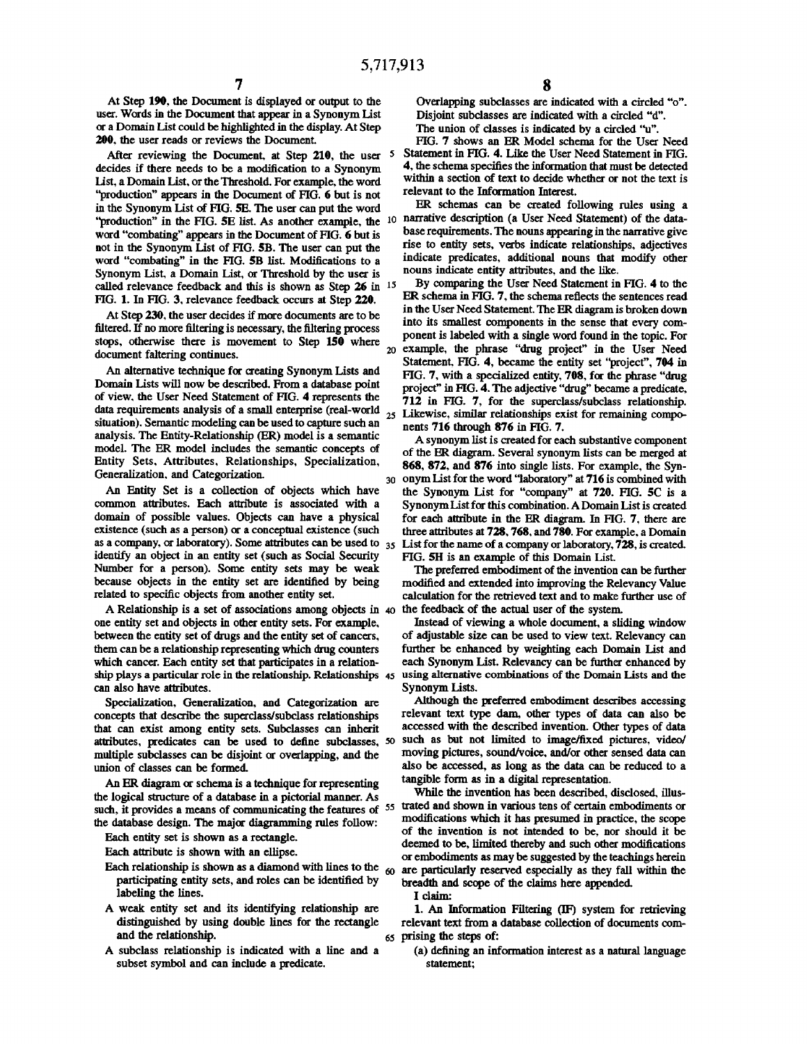At Step **190**, the Document is displayed or output to the user. Words in the Document that appear in a Synonym List or a Domain List could be highlighted in the display. At Step **200**, the user reads or reviews the Document.

After reviewing the Document, at Step **210**, the user decides if there needs to be a modification to a Synonym List, a Domain List, or the Threshold. For example, the word "production" appears in the Document of FIG. **6** but is not in the Synonym List of FIG. **5E**. The user can put the word "production" in the FIG. **5E** list. As another example, the word "combating" appears in the Document of FIG. **6** but is not in the Synonym List of FIG. **5B**. The user can put the word "combating" in the FIG. **5B** list. Modifications to a Synonym List, a Domain List, or Threshold by the user is called relevance feedback and this is shown as Step **26** in FIG. **1**. In FIG. **3**, relevance feedback occurs at Step **220**.

At Step **230**, the user decides if more documents are to be filtered. If no more filtering is necessary, the filtering process stops, otherwise there is movement to Step **150** where document faltering continues.

An alternative technique for creating Synonym Lists and Domain Lists will now be described. From a database point of view, the User Need Statement of FIG. **4** represents the data requirements analysis of a small enterprise (real-world situation). Semantic modeling can be used to capture such an analysis. The Entity-Relationship (ER) model is a semantic model. The ER model includes the semantic concepts of Entity Sets, Attributes, Relationships, Specialization, Generalization, and Categorization.

An Entity Set is a collection of objects which have common attributes. Each attribute is associated with a domain of possible values. Objects can have a physical existence (such as a person) or a conceptual existence (such as a company, or laboratory). Some attributes can be used to identify an object in an entity set (such as Social Security Number for a person). Some entity sets may be weak because objects in the entity set are identified by being related to specific objects from another entity set.

A Relationship is a set of associations among objects in one entity set and objects in other entity sets. For example, between the entity set of drugs and the entity set of cancers, there can be a relationship representing which drug counters which cancer. Each entity set that participates in a relationship plays a particular role in the relationship. Relationships can also have attributes.

Specialization, Generalization, and Categorization are concepts that describe the superclass/subclass relationships that can exist among entity sets. Subclasses can inherit attributes, predicates can be used to define subclasses, multiple subclasses can be disjoint or overlapping, and the union of classes can be formed.

An ER diagram or schema is a technique for representing the logical structure of a database in a pictorial manner. As such, it provides a means of communicating the features of the database design. The major diagramming rules follow:

Each entity set is shown as a rectangle.

Each attribute is shown with an ellipse.

Each relationship is shown as a diamond with lines to the participating entity sets, and roles can be identified by labeling the lines.

A weak entity set and its identifying relationship are distinguished by using double lines for the rectangle and the relationship.

A subclass relationship is indicated with a line and a subset symbol and can include a predicate.

Overlapping subclasses are indicated with a circled "o".

Disjoint subclasses are indicated with a circled "d".

The union of classes is indicated by a circled "u".

FIG. **7** shows an ER Model schema for the User Need Statement in FIG. **4**. Like the User Need Statement in FIG. **4**, the schema specifies the information that must be detected within a section of text to decide whether or not the text is relevant to the Information Interest.

ER schemas can be created following rules using a narrative description (a User Need Statement) of the database requirements. The nouns appearing in the narrative give rise to entity sets, verbs indicate relationships, adjectives indicate predicates, additional nouns that modify other nouns indicate entity attributes, and the like.

By comparing the User Need Statement in FIG. **4** to the ER schema in FIG. **7**, the schema reflects the sentences read in the User Need Statement. The ER diagram is broken down into its smallest components in the sense that every component is labeled with a single word found in the topic. For example, the phrase "drug project" in the User Need Statement, FIG. **4**, became the entity set "project", **704** in FIG. **7**, with a specialized entity, **708**, for the phrase "drug project" in FIG. **4**. The adjective "drug" became a predicate, **712** in FIG. **7**, for the superclass/subclass relationship. Likewise, similar relationships exist for remaining components **716** through **876** in FIG. **7**.

A synonym list is created for each substantive component of the ER diagram. Several synonym lists can be merged at **868**, **872**, and **876** into single lists. For example, the Synonym List for the word "laboratory" at **716** is combined with the Synonym List for "company" at **720**. FIG. **5C** is a Synonym List for this combination. A Domain List is created for each attribute in the ER diagram. In FIG. **7**, there are three attributes at **728**, **768**, and **780**. For example, a Domain List for the name of a company or laboratory, **728**, is created. FIG. **5H** is an example of this Domain List.

The preferred embodiment of the invention can be further modified and extended into improving the Relevancy Value calculation for the retrieved text and to make further use of the feedback of the actual user of the system.

Instead of viewing a whole document, a sliding window of adjustable size can be used to view text. Relevancy can further be enhanced by weighting each Domain List and each Synonym List. Relevancy can be further enhanced by using alternative combinations of the Domain Lists and the Synonym Lists.

Although the preferred embodiment describes accessing relevant text type dam, other types of data can also be accessed with the described invention. Other types of data such as but not limited to image/fixed pictures, video/moving pictures, sound/voice, and/or other sensed data can also be accessed, as long as the data can be reduced to a tangible form as in a digital representation.

While the invention has been described, disclosed, illustrated and shown in various tens of certain embodiments or modifications which it has presumed in practice, the scope of the invention is not intended to be, nor should it be deemed to be, limited thereby and such other modifications or embodiments as may be suggested by the teachings herein are particularly reserved especially as they fall within the breadth and scope of the claims here appended.

I claim:

1. An Information Filtering (IF) system for retrieving relevant text from a database collection of documents comprising the steps of:

(a) defining an information interest as a natural language statement;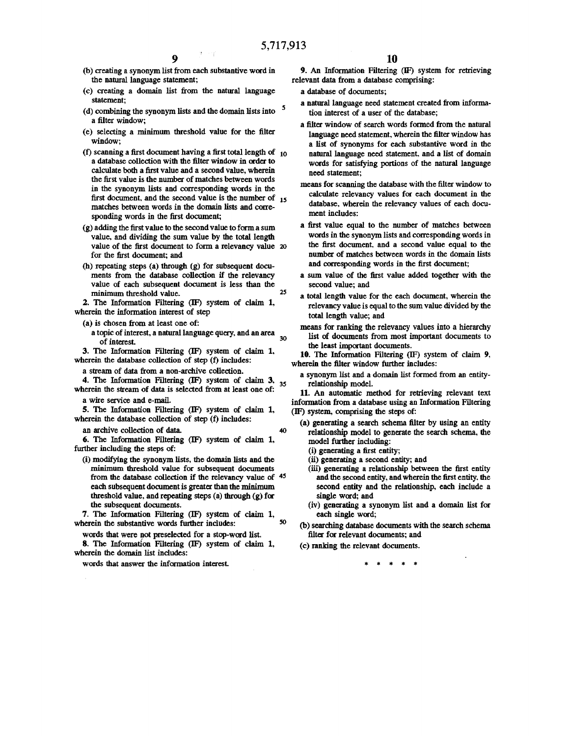(b) creating a synonym list from each substantive word in the natural language statement;

(c) creating a domain list from the natural language statement;

(d) combining the synonym lists and the domain lists into a filter window;

(e) selecting a minimum threshold value for the filter window;

(f) scanning a first document having a first total length of a database collection with the filter window in order to calculate both a first value and a second value, wherein the first value is the number of matches between words in the synonym lists and corresponding words in the first document, and the second value is the number of matches between words in the domain lists and corresponding words in the first document;

(g) adding the first value to the second value to form a sum value, and dividing the sum value by the total length value of the first document to form a relevancy value for the first document; and

(h) repeating steps (a) through (g) for subsequent documents from the database collection if the relevancy value of each subsequent document is less than the minimum threshold value.

**2.** The Information Filtering (IF) system of claim 1, wherein the information interest of step

(a) is chosen from at least one of:

a topic of interest, a natural language query, and an area of interest.

**3.** The Information Filtering (IF) system of claim 1, wherein the database collection of step (f) includes:

a stream of data from a non-archive collection.

**4.** The Information Filtering (IF) system of claim 3, wherein the stream of data is selected from at least one of:

a wire service and e-mail.

**5.** The Information Filtering (IF) system of claim 1, wherein the database collection of step (f) includes:

an archive collection of data.

**6.** The Information Filtering (IF) system of claim 1, further including the steps of:

(i) modifying the synonym lists, the domain lists and the minimum threshold value for subsequent documents from the database collection if the relevancy value of each subsequent document is greater than the minimum threshold value, and repeating steps (a) through (g) for the subsequent documents.

**7.** The Information Filtering (IF) system of claim 1, wherein the substantive words further includes:

words that were not preselected for a stop-word list.

**8.** The Information Filtering (IF) system of claim 1, wherein the domain list includes:

words that answer the information interest.

**9.** An Information Filtering (IF) system for retrieving relevant data from a database comprising:

a database of documents;

a natural language need statement created from information interest of a user of the database;

a filter window of search words formed from the natural language need statement, wherein the filter window has a list of synonyms for each substantive word in the natural language need statement, and a list of domain words for satisfying portions of the natural language need statement;

means for scanning the database with the filter window to calculate relevancy values for each document in the database, wherein the relevancy values of each document includes:

a first value equal to the number of matches between words in the synonym lists and corresponding words in the first document, and a second value equal to the number of matches between words in the domain lists and corresponding words in the first document;

a sum value of the first value added together with the second value; and

a total length value for the each document, wherein the relevancy value is equal to the sum value divided by the total length value; and

means for ranking the relevancy values into a hierarchy list of documents from most important documents to the least important documents.

**10.** The Information Filtering (IF) system of claim 9, wherein the filter window further includes:

a synonym list and a domain list formed from an entity-relationship model.

**11.** An automatic method for retrieving relevant text information from a database using an Information Filtering (IF) system, comprising the steps of:

(a) generating a search schema filter by using an entity relationship model to generate the search schema, the model further including:

(i) generating a first entity;

(ii) generating a second entity; and

(iii) generating a relationship between the first entity and the second entity, and wherein the first entity, the second entity and the relationship, each include a single word; and

(iv) generating a synonym list and a domain list for each single word;

(b) searching database documents with the search schema filter for relevant documents; and

(c) ranking the relevant documents.

* * * * *